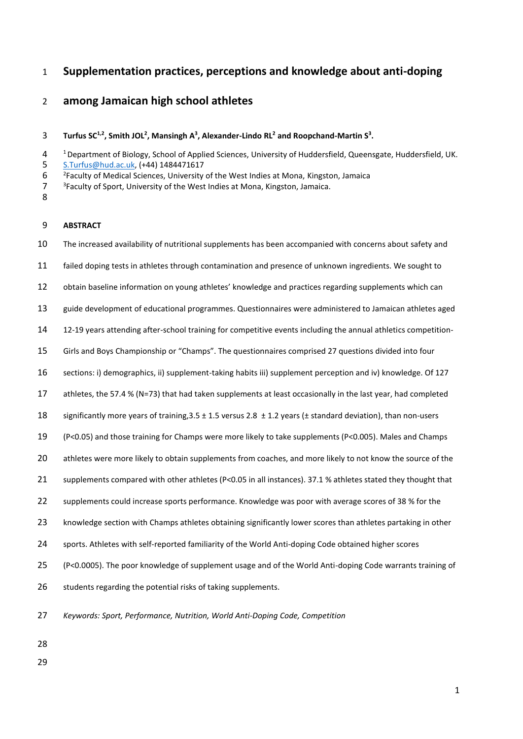# Supplementation practices, perceptions and knowledge about anti-doping among Jamaican high school athletes

**Turfus SC[1,2], Smith JOL[2], Mansingh A[3], Alexander-Lindo RL[2] and Roopchand-Martin S[3].**

[1] Department of Biology, School of Applied Sciences, University of Huddersfield, Queensgate, Huddersfield, UK. S.Turfus@hud.ac.uk, (+44) 1484471617

[2] Faculty of Medical Sciences, University of the West Indies at Mona, Kingston, Jamaica

[3] Faculty of Sport, University of the West Indies at Mona, Kingston, Jamaica.

## ABSTRACT

The increased availability of nutritional supplements has been accompanied with concerns about safety and failed doping tests in athletes through contamination and presence of unknown ingredients. We sought to obtain baseline information on young athletes' knowledge and practices regarding supplements which can guide development of educational programmes. Questionnaires were administered to Jamaican athletes aged 12-19 years attending after-school training for competitive events including the annual athletics competition- Girls and Boys Championship or "Champs". The questionnaires comprised 27 questions divided into four sections: i) demographics, ii) supplement-taking habits iii) supplement perception and iv) knowledge. Of 127 athletes, the 57.4 % (N=73) that had taken supplements at least occasionally in the last year, had completed significantly more years of training,3.5 ± 1.5 versus 2.8 ± 1.2 years (± standard deviation), than non-users ($P<0.05$) and those training for Champs were more likely to take supplements ($P<0.005$). Males and Champs athletes were more likely to obtain supplements from coaches, and more likely to not know the source of the supplements compared with other athletes ($P<0.05$ in all instances). 37.1 % athletes stated they thought that supplements could increase sports performance. Knowledge was poor with average scores of 38 % for the knowledge section with Champs athletes obtaining significantly lower scores than athletes partaking in other sports. Athletes with self-reported familiarity of the World Anti-doping Code obtained higher scores ($P<0.0005$). The poor knowledge of supplement usage and of the World Anti-doping Code warrants training of students regarding the potential risks of taking supplements.

*Keywords: Sport, Performance, Nutrition, World Anti-Doping Code, Competition*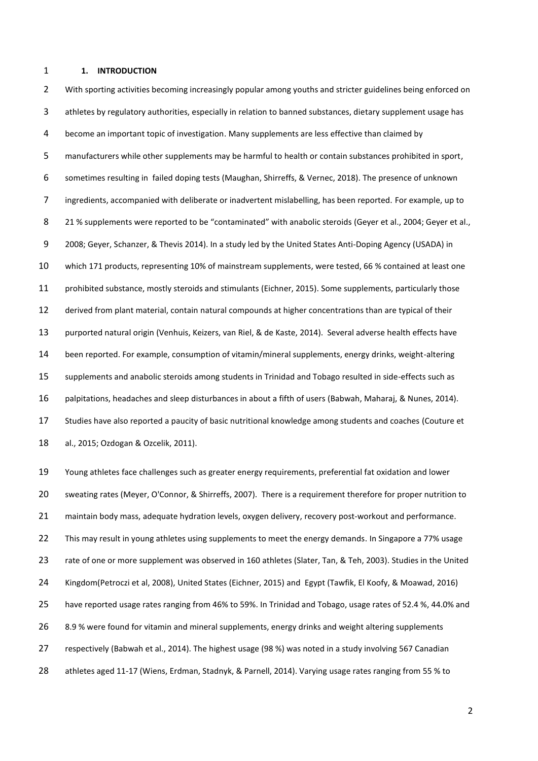## 1. INTRODUCTION

With sporting activities becoming increasingly popular among youths and stricter guidelines being enforced on athletes by regulatory authorities, especially in relation to banned substances, dietary supplement usage has become an important topic of investigation. Many supplements are less effective than claimed by manufacturers while other supplements may be harmful to health or contain substances prohibited in sport, sometimes resulting in failed doping tests (Maughan, Shirreffs, & Vernec, 2018). The presence of unknown ingredients, accompanied with deliberate or inadvertent mislabelling, has been reported. For example, up to 21 % supplements were reported to be "contaminated" with anabolic steroids (Geyer et al., 2004; Geyer et al., 2008; Geyer, Schanzer, & Thevis 2014). In a study led by the United States Anti-Doping Agency (USADA) in which 171 products, representing 10% of mainstream supplements, were tested, 66 % contained at least one prohibited substance, mostly steroids and stimulants (Eichner, 2015). Some supplements, particularly those derived from plant material, contain natural compounds at higher concentrations than are typical of their purported natural origin (Venhuis, Keizers, van Riel, & de Kaste, 2014). Several adverse health effects have been reported. For example, consumption of vitamin/mineral supplements, energy drinks, weight-altering supplements and anabolic steroids among students in Trinidad and Tobago resulted in side-effects such as palpitations, headaches and sleep disturbances in about a fifth of users (Babwah, Maharaj, & Nunes, 2014). Studies have also reported a paucity of basic nutritional knowledge among students and coaches (Couture et al., 2015; Ozdogan & Ozcelik, 2011).

Young athletes face challenges such as greater energy requirements, preferential fat oxidation and lower sweating rates (Meyer, O'Connor, & Shirreffs, 2007). There is a requirement therefore for proper nutrition to maintain body mass, adequate hydration levels, oxygen delivery, recovery post-workout and performance. This may result in young athletes using supplements to meet the energy demands. In Singapore a 77% usage rate of one or more supplement was observed in 160 athletes (Slater, Tan, & Teh, 2003). Studies in the United Kingdom(Petroczi et al, 2008), United States (Eichner, 2015) and Egypt (Tawfik, El Koofy, & Moawad, 2016) have reported usage rates ranging from 46% to 59%. In Trinidad and Tobago, usage rates of 52.4 %, 44.0% and 8.9 % were found for vitamin and mineral supplements, energy drinks and weight altering supplements respectively (Babwah et al., 2014). The highest usage (98 %) was noted in a study involving 567 Canadian athletes aged 11-17 (Wiens, Erdman, Stadnyk, & Parnell, 2014). Varying usage rates ranging from 55 % to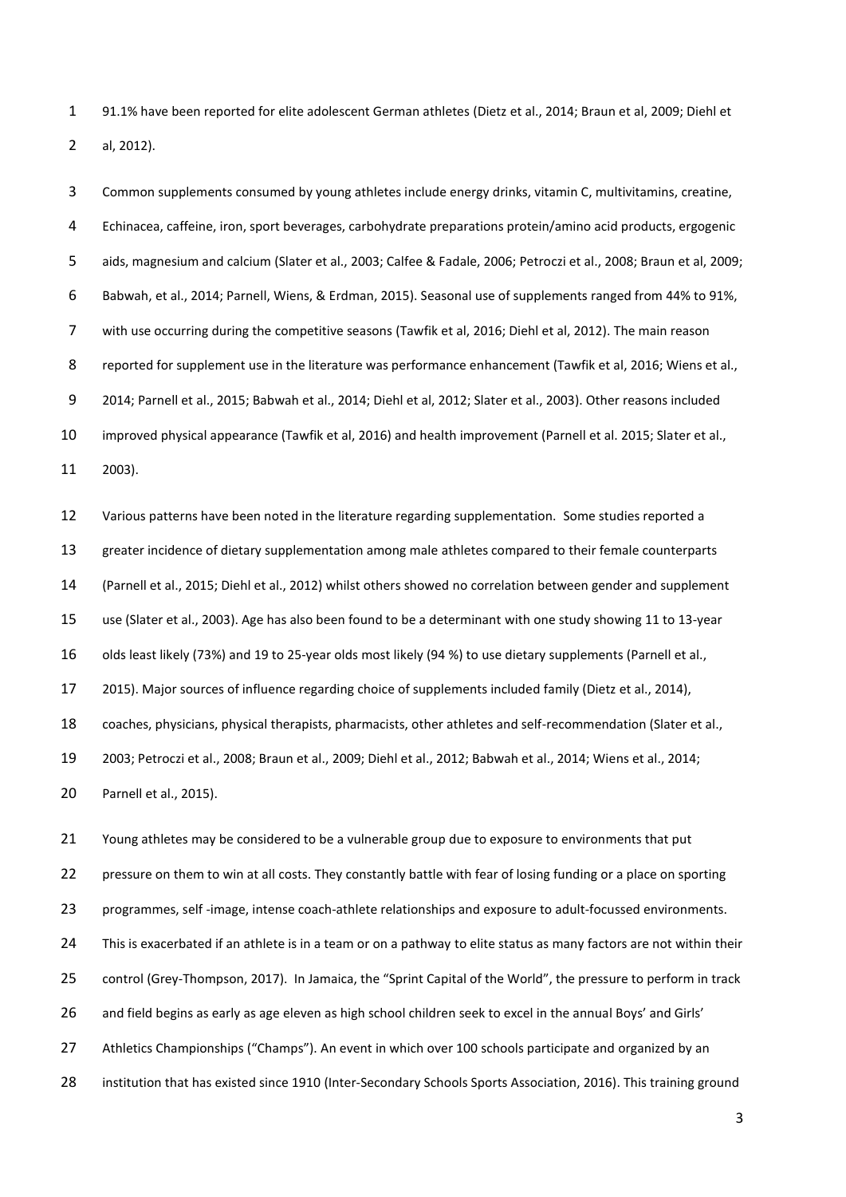91.1% have been reported for elite adolescent German athletes (Dietz et al., 2014; Braun et al, 2009; Diehl et al, 2012).

Common supplements consumed by young athletes include energy drinks, vitamin C, multivitamins, creatine, Echinacea, caffeine, iron, sport beverages, carbohydrate preparations protein/amino acid products, ergogenic aids, magnesium and calcium (Slater et al., 2003; Calfee & Fadale, 2006; Petroczi et al., 2008; Braun et al, 2009; Babwah, et al., 2014; Parnell, Wiens, & Erdman, 2015). Seasonal use of supplements ranged from 44% to 91%, with use occurring during the competitive seasons (Tawfik et al, 2016; Diehl et al, 2012). The main reason reported for supplement use in the literature was performance enhancement (Tawfik et al, 2016; Wiens et al., 2014; Parnell et al., 2015; Babwah et al., 2014; Diehl et al, 2012; Slater et al., 2003). Other reasons included improved physical appearance (Tawfik et al, 2016) and health improvement (Parnell et al. 2015; Slater et al., 2003).

Various patterns have been noted in the literature regarding supplementation. Some studies reported a greater incidence of dietary supplementation among male athletes compared to their female counterparts (Parnell et al., 2015; Diehl et al., 2012) whilst others showed no correlation between gender and supplement use (Slater et al., 2003). Age has also been found to be a determinant with one study showing 11 to 13-year olds least likely (73%) and 19 to 25-year olds most likely (94 %) to use dietary supplements (Parnell et al., 2015). Major sources of influence regarding choice of supplements included family (Dietz et al., 2014), coaches, physicians, physical therapists, pharmacists, other athletes and self-recommendation (Slater et al., 2003; Petroczi et al., 2008; Braun et al., 2009; Diehl et al., 2012; Babwah et al., 2014; Wiens et al., 2014; Parnell et al., 2015).

Young athletes may be considered to be a vulnerable group due to exposure to environments that put pressure on them to win at all costs. They constantly battle with fear of losing funding or a place on sporting programmes, self -image, intense coach-athlete relationships and exposure to adult-focussed environments. This is exacerbated if an athlete is in a team or on a pathway to elite status as many factors are not within their control (Grey-Thompson, 2017). In Jamaica, the "Sprint Capital of the World", the pressure to perform in track and field begins as early as age eleven as high school children seek to excel in the annual Boys' and Girls' Athletics Championships ("Champs"). An event in which over 100 schools participate and organized by an institution that has existed since 1910 (Inter-Secondary Schools Sports Association, 2016). This training ground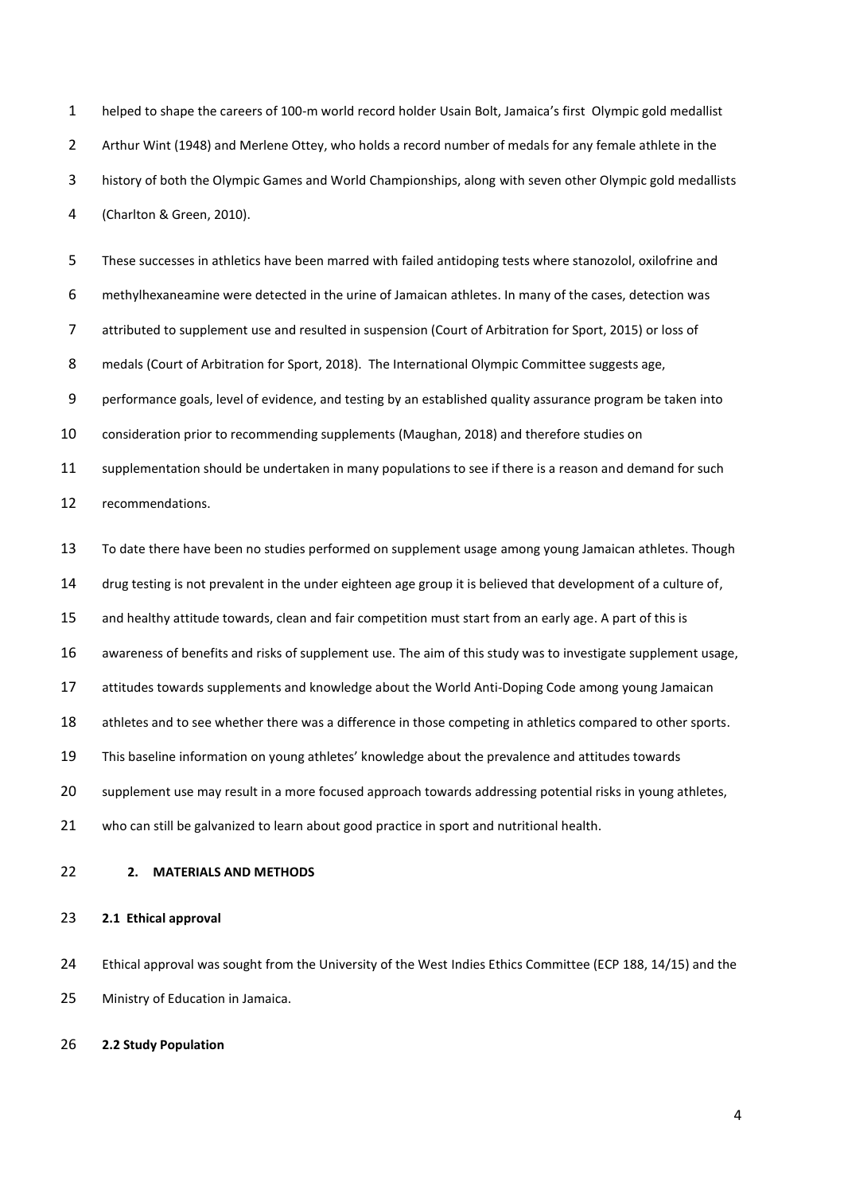helped to shape the careers of 100-m world record holder Usain Bolt, Jamaica's first Olympic gold medallist Arthur Wint (1948) and Merlene Ottey, who holds a record number of medals for any female athlete in the history of both the Olympic Games and World Championships, along with seven other Olympic gold medallists (Charlton & Green, 2010).

These successes in athletics have been marred with failed antidoping tests where stanozolol, oxilofrine and methylhexaneamine were detected in the urine of Jamaican athletes. In many of the cases, detection was attributed to supplement use and resulted in suspension (Court of Arbitration for Sport, 2015) or loss of medals (Court of Arbitration for Sport, 2018). The International Olympic Committee suggests age, performance goals, level of evidence, and testing by an established quality assurance program be taken into consideration prior to recommending supplements (Maughan, 2018) and therefore studies on supplementation should be undertaken in many populations to see if there is a reason and demand for such recommendations.

To date there have been no studies performed on supplement usage among young Jamaican athletes. Though drug testing is not prevalent in the under eighteen age group it is believed that development of a culture of, and healthy attitude towards, clean and fair competition must start from an early age. A part of this is awareness of benefits and risks of supplement use. The aim of this study was to investigate supplement usage, attitudes towards supplements and knowledge about the World Anti-Doping Code among young Jamaican athletes and to see whether there was a difference in those competing in athletics compared to other sports. This baseline information on young athletes' knowledge about the prevalence and attitudes towards supplement use may result in a more focused approach towards addressing potential risks in young athletes, who can still be galvanized to learn about good practice in sport and nutritional health.

## 2. MATERIALS AND METHODS

### 2.1 Ethical approval

Ethical approval was sought from the University of the West Indies Ethics Committee (ECP 188, 14/15) and the Ministry of Education in Jamaica.

### 2.2 Study Population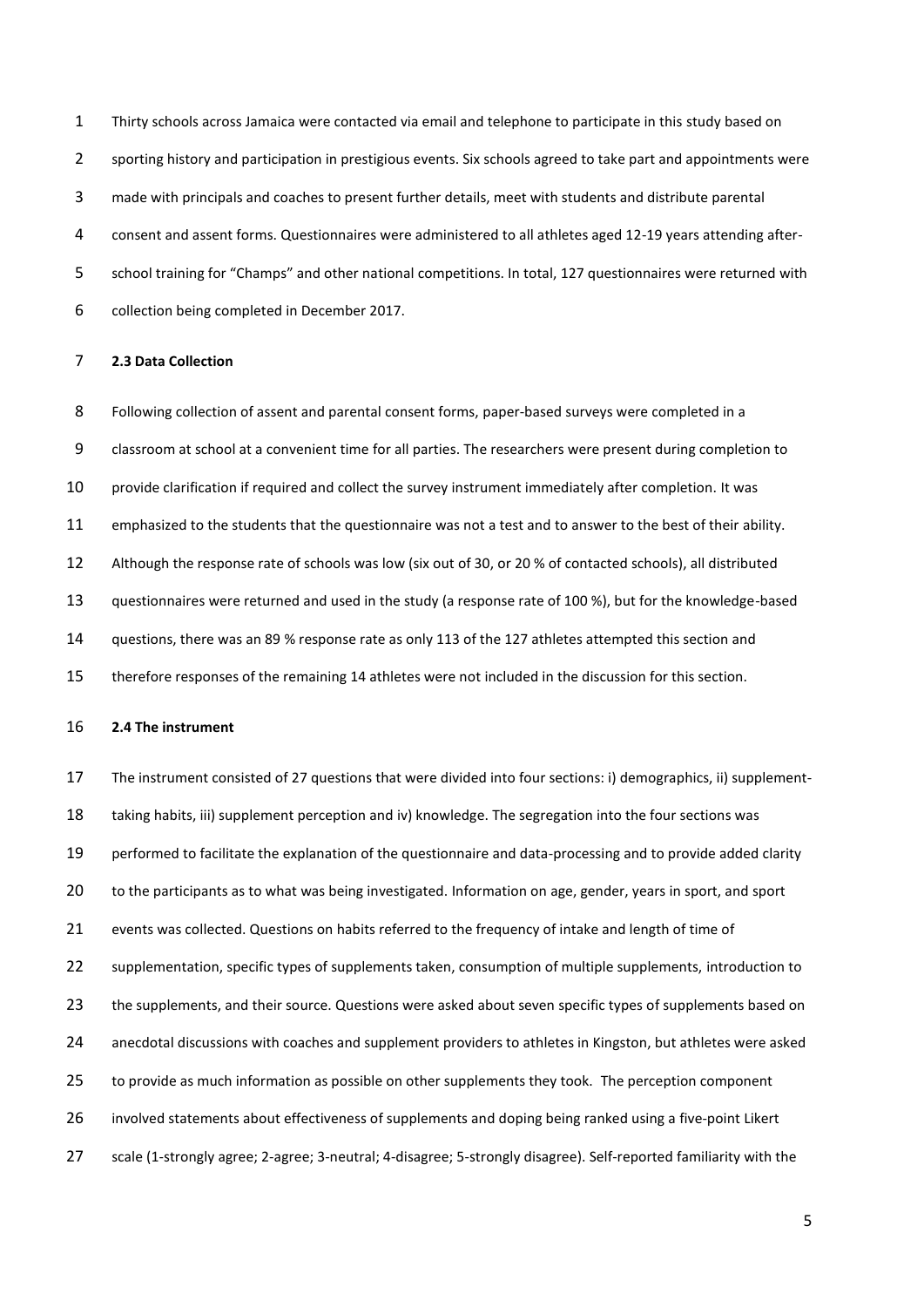Thirty schools across Jamaica were contacted via email and telephone to participate in this study based on sporting history and participation in prestigious events. Six schools agreed to take part and appointments were made with principals and coaches to present further details, meet with students and distribute parental consent and assent forms. Questionnaires were administered to all athletes aged 12-19 years attending after-school training for "Champs" and other national competitions. In total, 127 questionnaires were returned with collection being completed in December 2017.

### 2.3 Data Collection

Following collection of assent and parental consent forms, paper-based surveys were completed in a classroom at school at a convenient time for all parties. The researchers were present during completion to provide clarification if required and collect the survey instrument immediately after completion. It was emphasized to the students that the questionnaire was not a test and to answer to the best of their ability. Although the response rate of schools was low (six out of 30, or 20 % of contacted schools), all distributed questionnaires were returned and used in the study (a response rate of 100 %), but for the knowledge-based questions, there was an 89 % response rate as only 113 of the 127 athletes attempted this section and therefore responses of the remaining 14 athletes were not included in the discussion for this section.

### 2.4 The instrument

The instrument consisted of 27 questions that were divided into four sections: i) demographics, ii) supplement-taking habits, iii) supplement perception and iv) knowledge. The segregation into the four sections was performed to facilitate the explanation of the questionnaire and data-processing and to provide added clarity to the participants as to what was being investigated. Information on age, gender, years in sport, and sport events was collected. Questions on habits referred to the frequency of intake and length of time of supplementation, specific types of supplements taken, consumption of multiple supplements, introduction to the supplements, and their source. Questions were asked about seven specific types of supplements based on anecdotal discussions with coaches and supplement providers to athletes in Kingston, but athletes were asked to provide as much information as possible on other supplements they took. The perception component involved statements about effectiveness of supplements and doping being ranked using a five-point Likert scale (1-strongly agree; 2-agree; 3-neutral; 4-disagree; 5-strongly disagree). Self-reported familiarity with the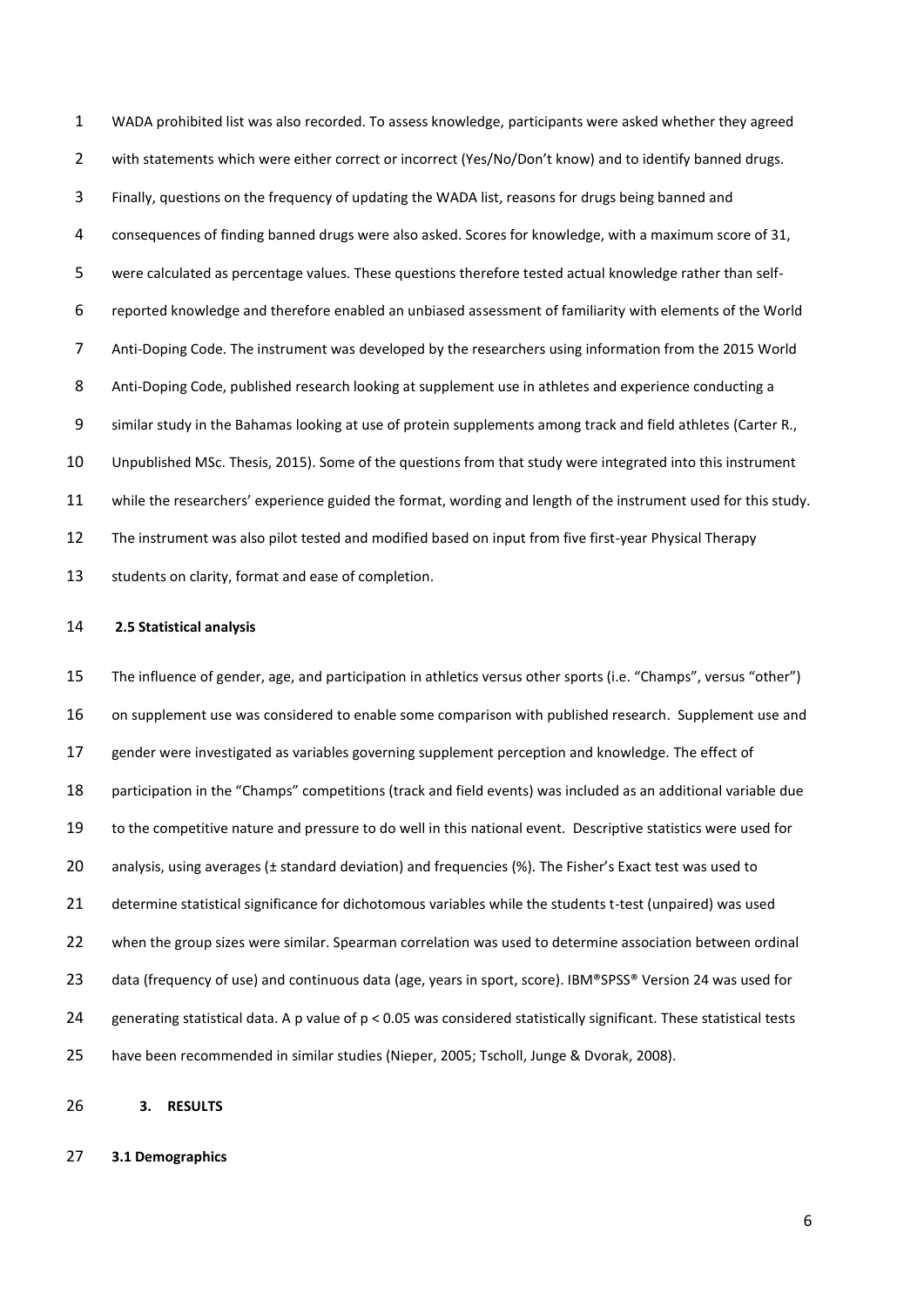WADA prohibited list was also recorded. To assess knowledge, participants were asked whether they agreed with statements which were either correct or incorrect (Yes/No/Don't know) and to identify banned drugs. Finally, questions on the frequency of updating the WADA list, reasons for drugs being banned and consequences of finding banned drugs were also asked. Scores for knowledge, with a maximum score of 31, were calculated as percentage values. These questions therefore tested actual knowledge rather than self-reported knowledge and therefore enabled an unbiased assessment of familiarity with elements of the World Anti-Doping Code. The instrument was developed by the researchers using information from the 2015 World Anti-Doping Code, published research looking at supplement use in athletes and experience conducting a similar study in the Bahamas looking at use of protein supplements among track and field athletes (Carter R., Unpublished MSc. Thesis, 2015). Some of the questions from that study were integrated into this instrument while the researchers' experience guided the format, wording and length of the instrument used for this study. The instrument was also pilot tested and modified based on input from five first-year Physical Therapy students on clarity, format and ease of completion.

### 2.5 Statistical analysis

The influence of gender, age, and participation in athletics versus other sports (i.e. "Champs", versus "other") on supplement use was considered to enable some comparison with published research. Supplement use and gender were investigated as variables governing supplement perception and knowledge. The effect of participation in the "Champs" competitions (track and field events) was included as an additional variable due to the competitive nature and pressure to do well in this national event. Descriptive statistics were used for analysis, using averages (± standard deviation) and frequencies (%). The Fisher's Exact test was used to determine statistical significance for dichotomous variables while the students t-test (unpaired) was used when the group sizes were similar. Spearman correlation was used to determine association between ordinal data (frequency of use) and continuous data (age, years in sport, score). IBM®SPSS® Version 24 was used for generating statistical data. A p value of $p < 0.05$ was considered statistically significant. These statistical tests have been recommended in similar studies (Nieper, 2005; Tscholl, Junge & Dvorak, 2008).

## 3. RESULTS

### 3.1 Demographics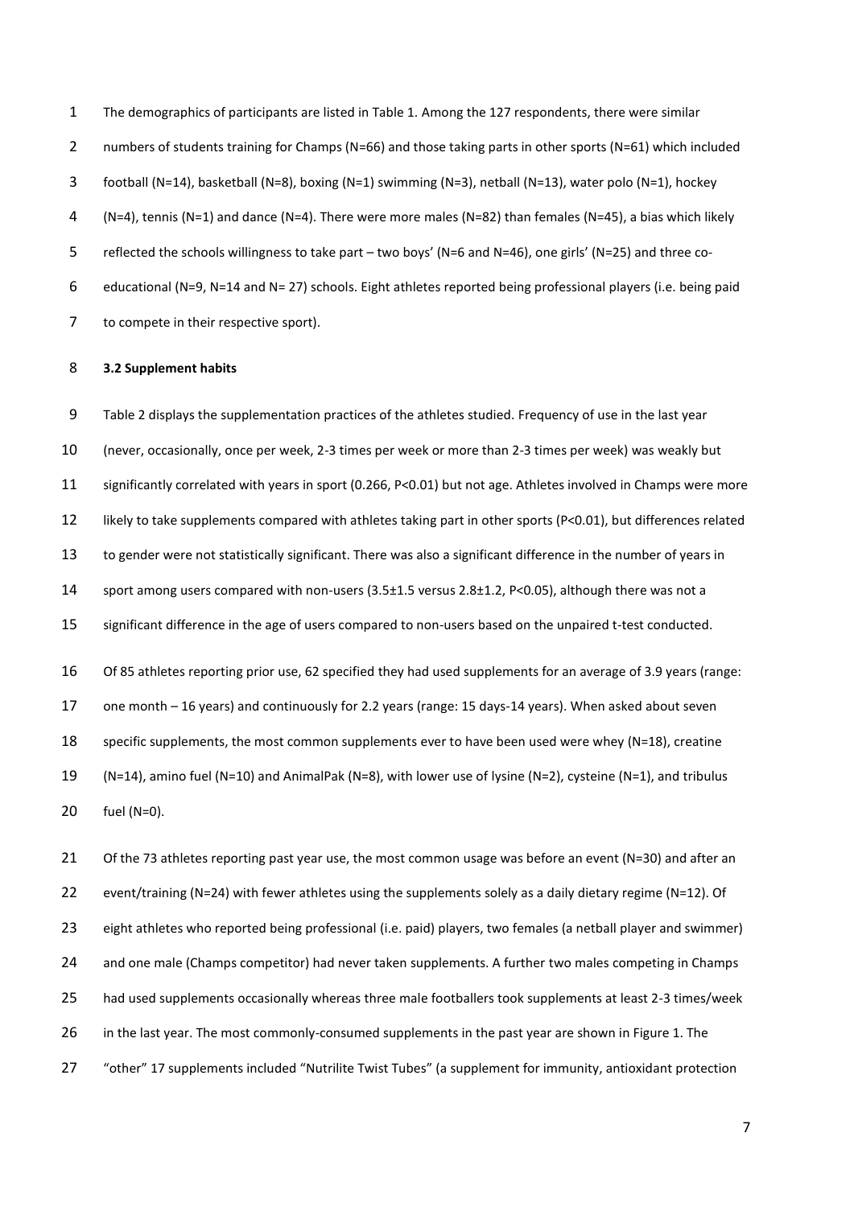The demographics of participants are listed in Table 1. Among the 127 respondents, there were similar numbers of students training for Champs (N=66) and those taking parts in other sports (N=61) which included football (N=14), basketball (N=8), boxing (N=1) swimming (N=3), netball (N=13), water polo (N=1), hockey (N=4), tennis (N=1) and dance (N=4). There were more males (N=82) than females (N=45), a bias which likely reflected the schools willingness to take part – two boys' (N=6 and N=46), one girls' (N=25) and three co-educational (N=9, N=14 and N= 27) schools. Eight athletes reported being professional players (i.e. being paid to compete in their respective sport).

### 3.2 Supplement habits

Table 2 displays the supplementation practices of the athletes studied. Frequency of use in the last year (never, occasionally, once per week, 2-3 times per week or more than 2-3 times per week) was weakly but significantly correlated with years in sport (0.266, $P<0.01$) but not age. Athletes involved in Champs were more likely to take supplements compared with athletes taking part in other sports ($P<0.01$), but differences related to gender were not statistically significant. There was also a significant difference in the number of years in sport among users compared with non-users ($3.5 \pm 1.5$ versus $2.8 \pm 1.2$, $P<0.05$), although there was not a significant difference in the age of users compared to non-users based on the unpaired t-test conducted.

Of 85 athletes reporting prior use, 62 specified they had used supplements for an average of 3.9 years (range: one month – 16 years) and continuously for 2.2 years (range: 15 days-14 years). When asked about seven specific supplements, the most common supplements ever to have been used were whey (N=18), creatine (N=14), amino fuel (N=10) and AnimalPak (N=8), with lower use of lysine (N=2), cysteine (N=1), and tribulus fuel (N=0).

Of the 73 athletes reporting past year use, the most common usage was before an event (N=30) and after an event/training (N=24) with fewer athletes using the supplements solely as a daily dietary regime (N=12). Of eight athletes who reported being professional (i.e. paid) players, two females (a netball player and swimmer) and one male (Champs competitor) had never taken supplements. A further two males competing in Champs had used supplements occasionally whereas three male footballers took supplements at least 2-3 times/week in the last year. The most commonly-consumed supplements in the past year are shown in Figure 1. The "other" 17 supplements included "Nutrilite Twist Tubes" (a supplement for immunity, antioxidant protection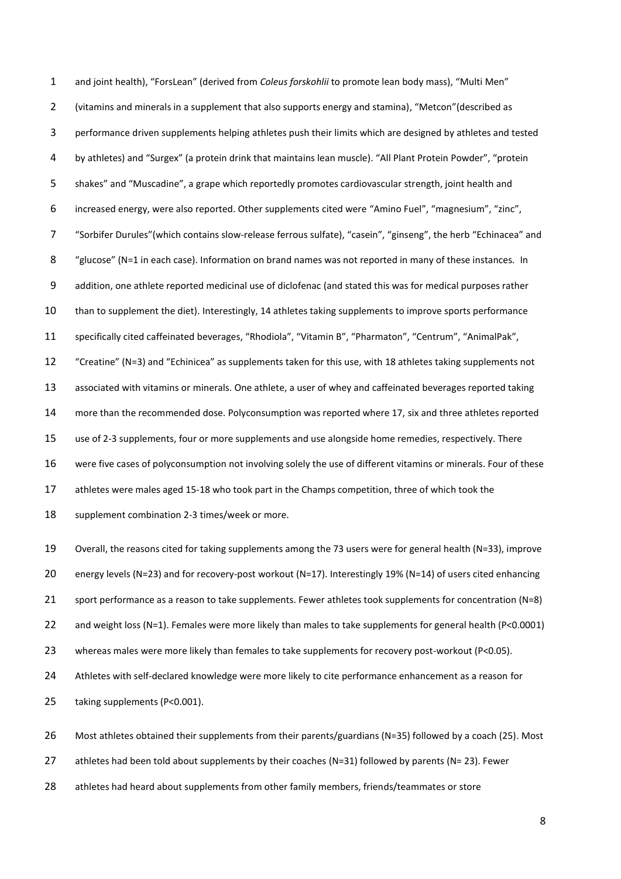and joint health), "ForsLean" (derived from *Coleus forskohlii* to promote lean body mass), "Multi Men" (vitamins and minerals in a supplement that also supports energy and stamina), "Metcon"(described as performance driven supplements helping athletes push their limits which are designed by athletes and tested by athletes) and "Surgex" (a protein drink that maintains lean muscle). "All Plant Protein Powder", "protein shakes" and "Muscadine", a grape which reportedly promotes cardiovascular strength, joint health and increased energy, were also reported. Other supplements cited were "Amino Fuel", "magnesium", "zinc", "Sorbifer Durules"(which contains slow-release ferrous sulfate), "casein", "ginseng", the herb "Echinacea" and "glucose" (N=1 in each case). Information on brand names was not reported in many of these instances. In addition, one athlete reported medicinal use of diclofenac (and stated this was for medical purposes rather than to supplement the diet). Interestingly, 14 athletes taking supplements to improve sports performance specifically cited caffeinated beverages, "Rhodiola", "Vitamin B", "Pharmaton", "Centrum", "AnimalPak", "Creatine" (N=3) and "Echinicea" as supplements taken for this use, with 18 athletes taking supplements not associated with vitamins or minerals. One athlete, a user of whey and caffeinated beverages reported taking more than the recommended dose. Polyconsumption was reported where 17, six and three athletes reported use of 2-3 supplements, four or more supplements and use alongside home remedies, respectively. There were five cases of polyconsumption not involving solely the use of different vitamins or minerals. Four of these athletes were males aged 15-18 who took part in the Champs competition, three of which took the supplement combination 2-3 times/week or more.

Overall, the reasons cited for taking supplements among the 73 users were for general health (N=33), improve energy levels (N=23) and for recovery-post workout (N=17). Interestingly 19% (N=14) of users cited enhancing sport performance as a reason to take supplements. Fewer athletes took supplements for concentration (N=8) and weight loss (N=1). Females were more likely than males to take supplements for general health ($P<0.0001$) whereas males were more likely than females to take supplements for recovery post-workout ($P<0.05$). Athletes with self-declared knowledge were more likely to cite performance enhancement as a reason for taking supplements ($P<0.001$).

Most athletes obtained their supplements from their parents/guardians (N=35) followed by a coach (25). Most athletes had been told about supplements by their coaches (N=31) followed by parents (N= 23). Fewer athletes had heard about supplements from other family members, friends/teammates or store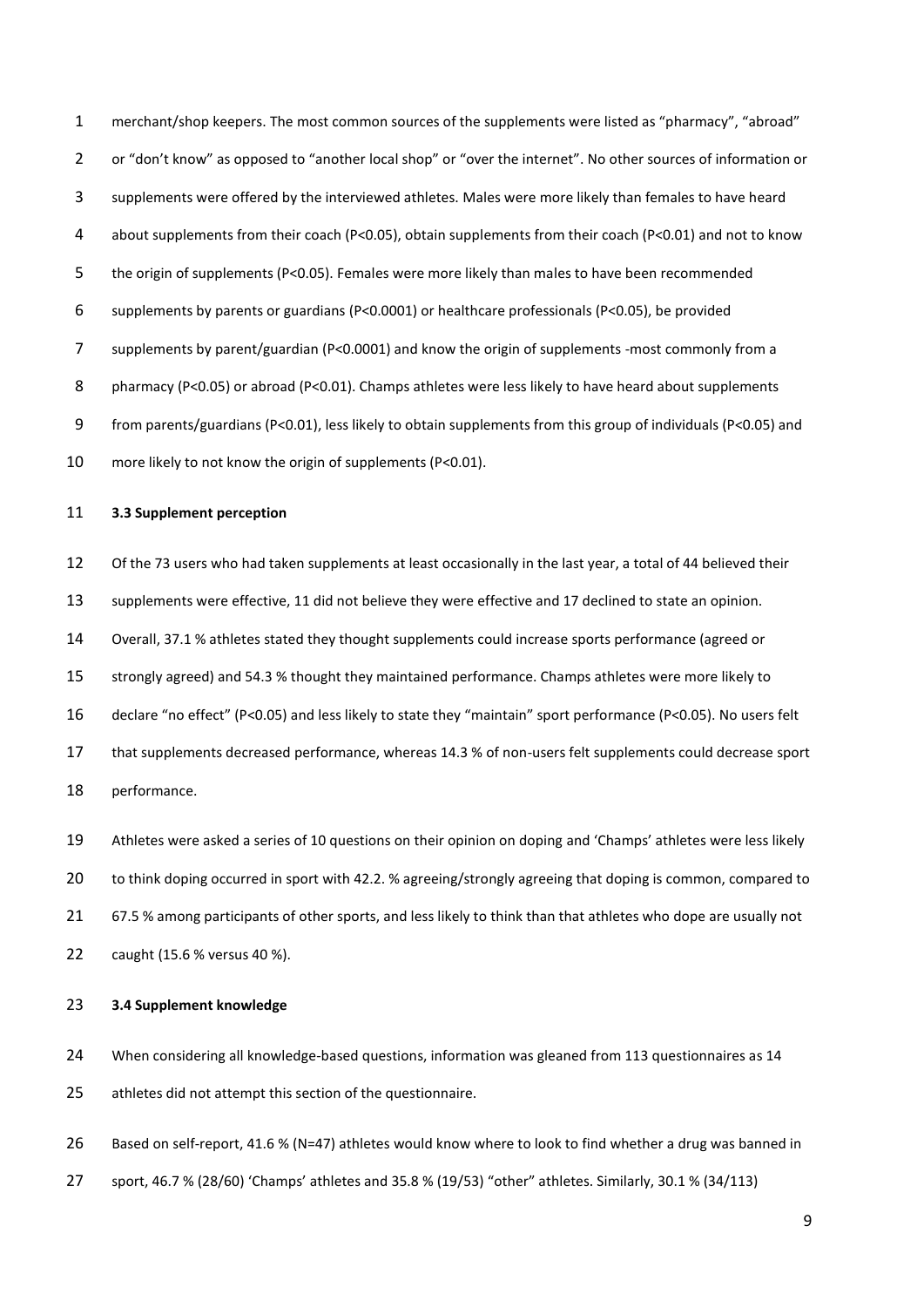merchant/shop keepers. The most common sources of the supplements were listed as "pharmacy", "abroad" or "don't know" as opposed to "another local shop" or "over the internet". No other sources of information or supplements were offered by the interviewed athletes. Males were more likely than females to have heard about supplements from their coach ($P<0.05$), obtain supplements from their coach ($P<0.01$) and not to know the origin of supplements ($P<0.05$). Females were more likely than males to have been recommended supplements by parents or guardians ($P<0.0001$) or healthcare professionals ($P<0.05$), be provided supplements by parent/guardian ($P<0.0001$) and know the origin of supplements -most commonly from a pharmacy ($P<0.05$) or abroad ($P<0.01$). Champs athletes were less likely to have heard about supplements from parents/guardians ($P<0.01$), less likely to obtain supplements from this group of individuals ($P<0.05$) and more likely to not know the origin of supplements ($P<0.01$).

### 3.3 Supplement perception

Of the 73 users who had taken supplements at least occasionally in the last year, a total of 44 believed their supplements were effective, 11 did not believe they were effective and 17 declined to state an opinion. Overall, 37.1 % athletes stated they thought supplements could increase sports performance (agreed or strongly agreed) and 54.3 % thought they maintained performance. Champs athletes were more likely to declare "no effect" ($P<0.05$) and less likely to state they "maintain" sport performance ($P<0.05$). No users felt that supplements decreased performance, whereas 14.3 % of non-users felt supplements could decrease sport performance.

Athletes were asked a series of 10 questions on their opinion on doping and 'Champs' athletes were less likely to think doping occurred in sport with 42.2. % agreeing/strongly agreeing that doping is common, compared to 67.5 % among participants of other sports, and less likely to think than that athletes who dope are usually not caught (15.6 % versus 40 %).

### 3.4 Supplement knowledge

When considering all knowledge-based questions, information was gleaned from 113 questionnaires as 14 athletes did not attempt this section of the questionnaire.

Based on self-report, 41.6 % (N=47) athletes would know where to look to find whether a drug was banned in sport, 46.7 % (28/60) 'Champs' athletes and 35.8 % (19/53) "other" athletes. Similarly, 30.1 % (34/113)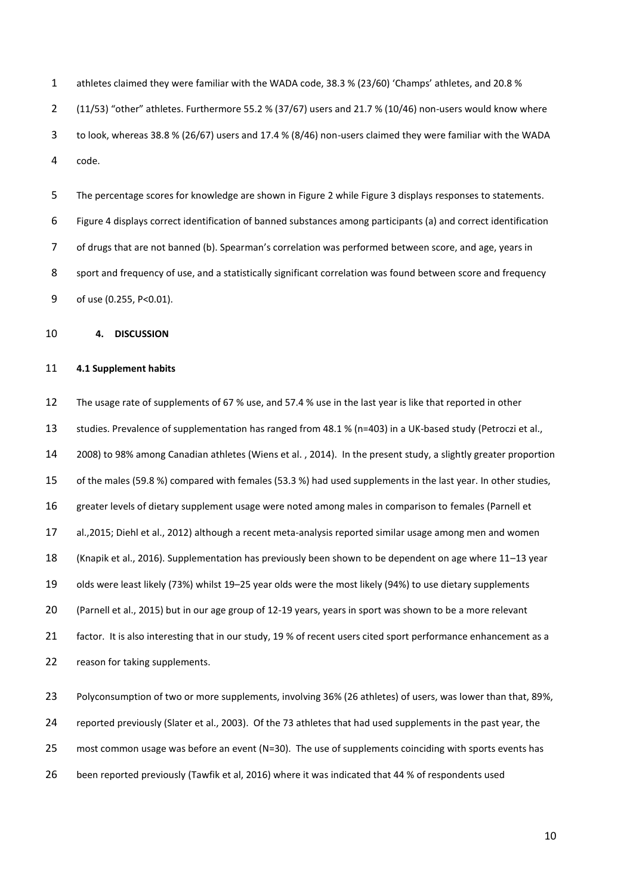athletes claimed they were familiar with the WADA code, 38.3 % (23/60) 'Champs' athletes, and 20.8 % (11/53) "other" athletes. Furthermore 55.2 % (37/67) users and 21.7 % (10/46) non-users would know where to look, whereas 38.8 % (26/67) users and 17.4 % (8/46) non-users claimed they were familiar with the WADA code.

The percentage scores for knowledge are shown in Figure 2 while Figure 3 displays responses to statements. Figure 4 displays correct identification of banned substances among participants (a) and correct identification of drugs that are not banned (b). Spearman's correlation was performed between score, and age, years in sport and frequency of use, and a statistically significant correlation was found between score and frequency of use (0.255, $P<0.01$).

## 4. DISCUSSION

### 4.1 Supplement habits

The usage rate of supplements of 67 % use, and 57.4 % use in the last year is like that reported in other studies. Prevalence of supplementation has ranged from 48.1 % (n=403) in a UK-based study (Petroczi et al., 2008) to 98% among Canadian athletes (Wiens et al. , 2014). In the present study, a slightly greater proportion of the males (59.8 %) compared with females (53.3 %) had used supplements in the last year. In other studies, greater levels of dietary supplement usage were noted among males in comparison to females (Parnell et al.,2015; Diehl et al., 2012) although a recent meta-analysis reported similar usage among men and women (Knapik et al., 2016). Supplementation has previously been shown to be dependent on age where 11–13 year olds were least likely (73%) whilst 19–25 year olds were the most likely (94%) to use dietary supplements (Parnell et al., 2015) but in our age group of 12-19 years, years in sport was shown to be a more relevant factor. It is also interesting that in our study, 19 % of recent users cited sport performance enhancement as a reason for taking supplements.

Polyconsumption of two or more supplements, involving 36% (26 athletes) of users, was lower than that, 89%, reported previously (Slater et al., 2003). Of the 73 athletes that had used supplements in the past year, the most common usage was before an event (N=30). The use of supplements coinciding with sports events has been reported previously (Tawfik et al, 2016) where it was indicated that 44 % of respondents used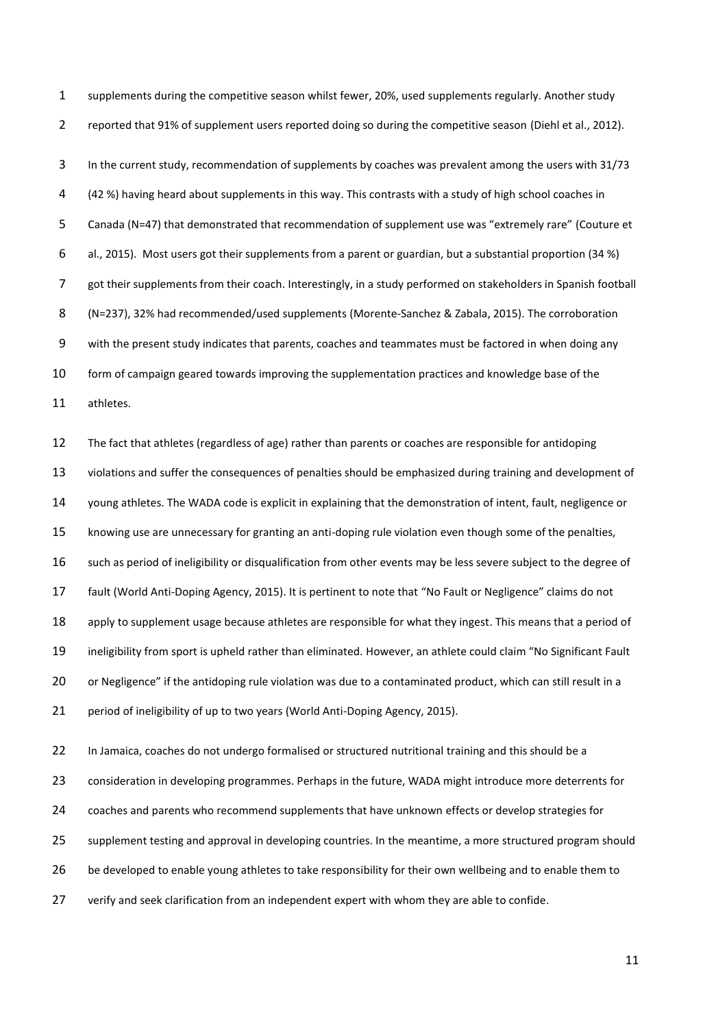supplements during the competitive season whilst fewer, 20%, used supplements regularly. Another study reported that 91% of supplement users reported doing so during the competitive season (Diehl et al., 2012).

In the current study, recommendation of supplements by coaches was prevalent among the users with 31/73 (42 %) having heard about supplements in this way. This contrasts with a study of high school coaches in Canada (N=47) that demonstrated that recommendation of supplement use was "extremely rare" (Couture et al., 2015). Most users got their supplements from a parent or guardian, but a substantial proportion (34 %) got their supplements from their coach. Interestingly, in a study performed on stakeholders in Spanish football (N=237), 32% had recommended/used supplements (Morente-Sanchez & Zabala, 2015). The corroboration with the present study indicates that parents, coaches and teammates must be factored in when doing any form of campaign geared towards improving the supplementation practices and knowledge base of the athletes.

The fact that athletes (regardless of age) rather than parents or coaches are responsible for antidoping violations and suffer the consequences of penalties should be emphasized during training and development of young athletes. The WADA code is explicit in explaining that the demonstration of intent, fault, negligence or knowing use are unnecessary for granting an anti-doping rule violation even though some of the penalties, such as period of ineligibility or disqualification from other events may be less severe subject to the degree of fault (World Anti-Doping Agency, 2015). It is pertinent to note that "No Fault or Negligence" claims do not apply to supplement usage because athletes are responsible for what they ingest. This means that a period of ineligibility from sport is upheld rather than eliminated. However, an athlete could claim "No Significant Fault or Negligence" if the antidoping rule violation was due to a contaminated product, which can still result in a period of ineligibility of up to two years (World Anti-Doping Agency, 2015).

In Jamaica, coaches do not undergo formalised or structured nutritional training and this should be a consideration in developing programmes. Perhaps in the future, WADA might introduce more deterrents for coaches and parents who recommend supplements that have unknown effects or develop strategies for supplement testing and approval in developing countries. In the meantime, a more structured program should be developed to enable young athletes to take responsibility for their own wellbeing and to enable them to verify and seek clarification from an independent expert with whom they are able to confide.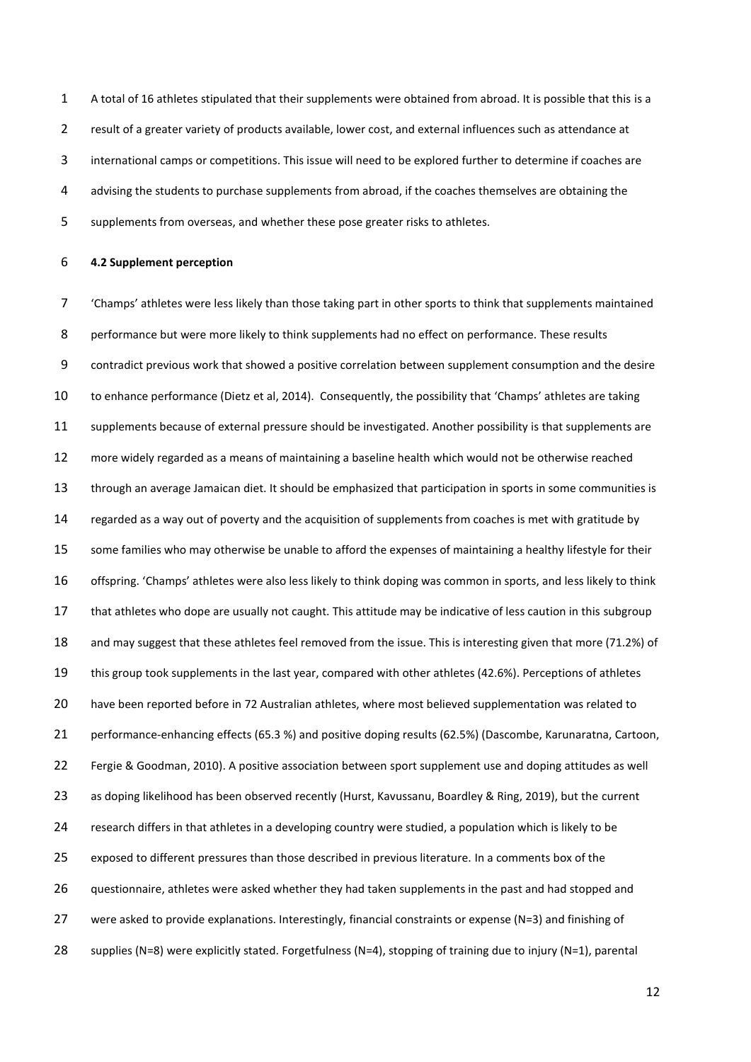A total of 16 athletes stipulated that their supplements were obtained from abroad. It is possible that this is a result of a greater variety of products available, lower cost, and external influences such as attendance at international camps or competitions. This issue will need to be explored further to determine if coaches are advising the students to purchase supplements from abroad, if the coaches themselves are obtaining the supplements from overseas, and whether these pose greater risks to athletes.

### 4.2 Supplement perception

'Champs' athletes were less likely than those taking part in other sports to think that supplements maintained performance but were more likely to think supplements had no effect on performance. These results contradict previous work that showed a positive correlation between supplement consumption and the desire to enhance performance (Dietz et al, 2014). Consequently, the possibility that 'Champs' athletes are taking supplements because of external pressure should be investigated. Another possibility is that supplements are more widely regarded as a means of maintaining a baseline health which would not be otherwise reached through an average Jamaican diet. It should be emphasized that participation in sports in some communities is regarded as a way out of poverty and the acquisition of supplements from coaches is met with gratitude by some families who may otherwise be unable to afford the expenses of maintaining a healthy lifestyle for their offspring. 'Champs' athletes were also less likely to think doping was common in sports, and less likely to think that athletes who dope are usually not caught. This attitude may be indicative of less caution in this subgroup and may suggest that these athletes feel removed from the issue. This is interesting given that more (71.2%) of this group took supplements in the last year, compared with other athletes (42.6%). Perceptions of athletes have been reported before in 72 Australian athletes, where most believed supplementation was related to performance-enhancing effects (65.3 %) and positive doping results (62.5%) (Dascombe, Karunaratna, Cartoon, Fergie & Goodman, 2010). A positive association between sport supplement use and doping attitudes as well as doping likelihood has been observed recently (Hurst, Kavussanu, Boardley & Ring, 2019), but the current research differs in that athletes in a developing country were studied, a population which is likely to be exposed to different pressures than those described in previous literature. In a comments box of the questionnaire, athletes were asked whether they had taken supplements in the past and had stopped and were asked to provide explanations. Interestingly, financial constraints or expense (N=3) and finishing of supplies (N=8) were explicitly stated. Forgetfulness (N=4), stopping of training due to injury (N=1), parental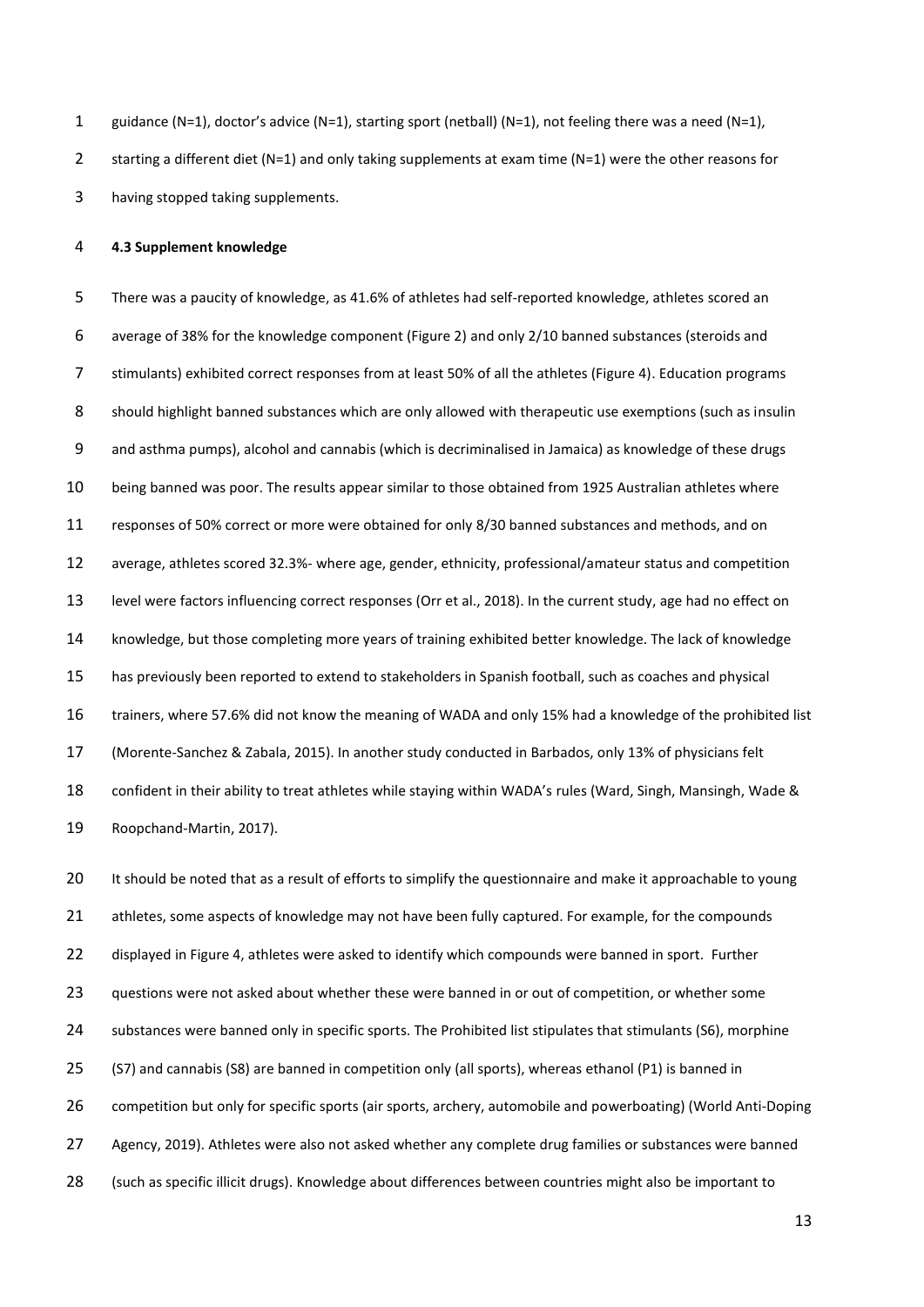guidance (N=1), doctor's advice (N=1), starting sport (netball) (N=1), not feeling there was a need (N=1), starting a different diet (N=1) and only taking supplements at exam time (N=1) were the other reasons for having stopped taking supplements.

**4.3 Supplement knowledge**

There was a paucity of knowledge, as 41.6% of athletes had self-reported knowledge, athletes scored an average of 38% for the knowledge component (Figure 2) and only 2/10 banned substances (steroids and stimulants) exhibited correct responses from at least 50% of all the athletes (Figure 4). Education programs should highlight banned substances which are only allowed with therapeutic use exemptions (such as insulin and asthma pumps), alcohol and cannabis (which is decriminalised in Jamaica) as knowledge of these drugs being banned was poor. The results appear similar to those obtained from 1925 Australian athletes where responses of 50% correct or more were obtained for only 8/30 banned substances and methods, and on average, athletes scored 32.3%- where age, gender, ethnicity, professional/amateur status and competition level were factors influencing correct responses (Orr et al., 2018). In the current study, age had no effect on knowledge, but those completing more years of training exhibited better knowledge. The lack of knowledge has previously been reported to extend to stakeholders in Spanish football, such as coaches and physical trainers, where 57.6% did not know the meaning of WADA and only 15% had a knowledge of the prohibited list (Morente-Sanchez & Zabala, 2015). In another study conducted in Barbados, only 13% of physicians felt confident in their ability to treat athletes while staying within WADA's rules (Ward, Singh, Mansingh, Wade & Roopchand-Martin, 2017).

It should be noted that as a result of efforts to simplify the questionnaire and make it approachable to young athletes, some aspects of knowledge may not have been fully captured. For example, for the compounds displayed in Figure 4, athletes were asked to identify which compounds were banned in sport. Further questions were not asked about whether these were banned in or out of competition, or whether some substances were banned only in specific sports. The Prohibited list stipulates that stimulants (S6), morphine (S7) and cannabis (S8) are banned in competition only (all sports), whereas ethanol (P1) is banned in competition but only for specific sports (air sports, archery, automobile and powerboating) (World Anti-Doping Agency, 2019). Athletes were also not asked whether any complete drug families or substances were banned (such as specific illicit drugs). Knowledge about differences between countries might also be important to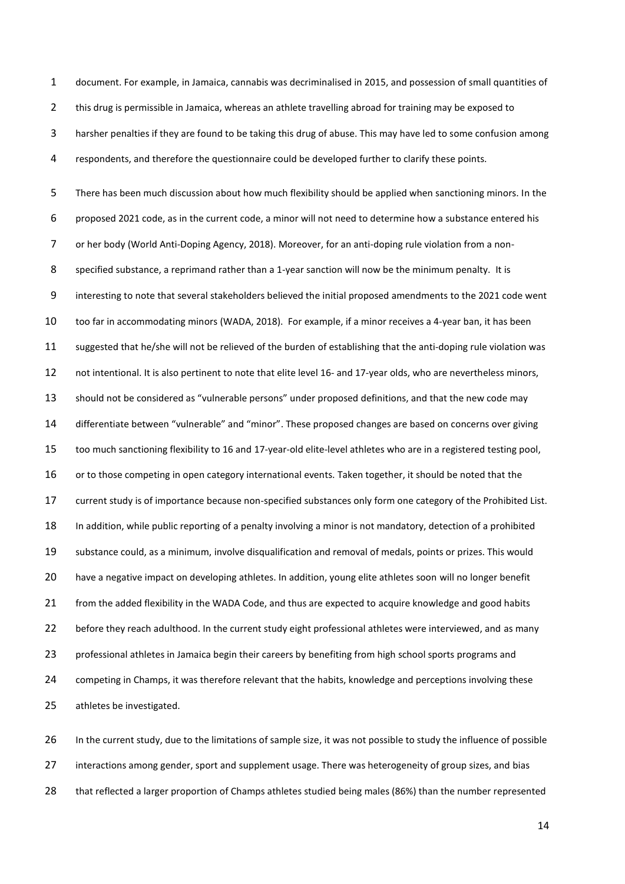document. For example, in Jamaica, cannabis was decriminalised in 2015, and possession of small quantities of this drug is permissible in Jamaica, whereas an athlete travelling abroad for training may be exposed to harsher penalties if they are found to be taking this drug of abuse. This may have led to some confusion among respondents, and therefore the questionnaire could be developed further to clarify these points.

There has been much discussion about how much flexibility should be applied when sanctioning minors. In the proposed 2021 code, as in the current code, a minor will not need to determine how a substance entered his or her body (World Anti-Doping Agency, 2018). Moreover, for an anti-doping rule violation from a non-specified substance, a reprimand rather than a 1-year sanction will now be the minimum penalty. It is interesting to note that several stakeholders believed the initial proposed amendments to the 2021 code went too far in accommodating minors (WADA, 2018). For example, if a minor receives a 4-year ban, it has been suggested that he/she will not be relieved of the burden of establishing that the anti-doping rule violation was not intentional. It is also pertinent to note that elite level 16- and 17-year olds, who are nevertheless minors, should not be considered as "vulnerable persons" under proposed definitions, and that the new code may differentiate between "vulnerable" and "minor". These proposed changes are based on concerns over giving too much sanctioning flexibility to 16 and 17-year-old elite-level athletes who are in a registered testing pool, or to those competing in open category international events. Taken together, it should be noted that the current study is of importance because non-specified substances only form one category of the Prohibited List. In addition, while public reporting of a penalty involving a minor is not mandatory, detection of a prohibited substance could, as a minimum, involve disqualification and removal of medals, points or prizes. This would have a negative impact on developing athletes. In addition, young elite athletes soon will no longer benefit from the added flexibility in the WADA Code, and thus are expected to acquire knowledge and good habits before they reach adulthood. In the current study eight professional athletes were interviewed, and as many professional athletes in Jamaica begin their careers by benefiting from high school sports programs and competing in Champs, it was therefore relevant that the habits, knowledge and perceptions involving these athletes be investigated.

In the current study, due to the limitations of sample size, it was not possible to study the influence of possible interactions among gender, sport and supplement usage. There was heterogeneity of group sizes, and bias that reflected a larger proportion of Champs athletes studied being males (86%) than the number represented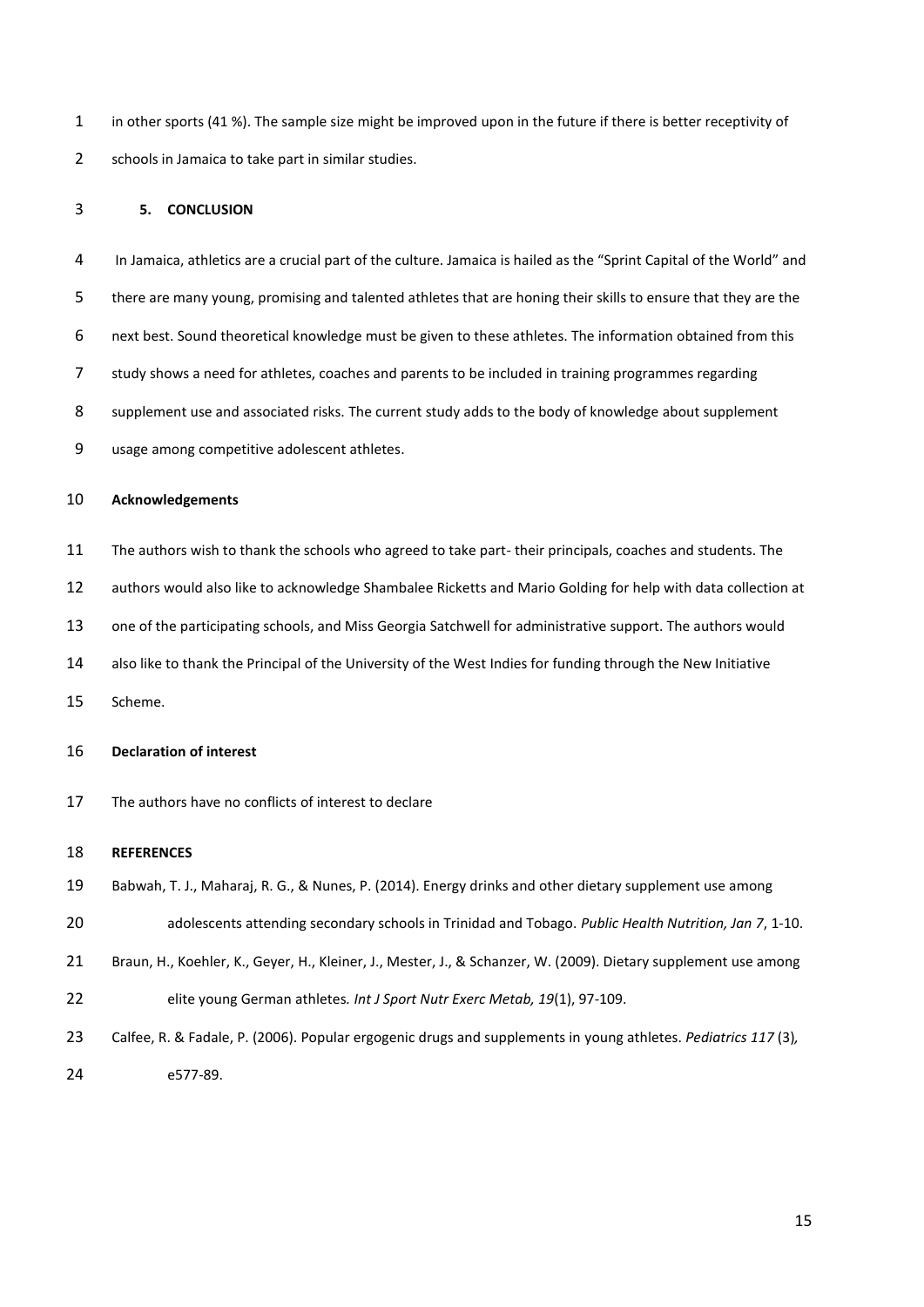in other sports (41 %). The sample size might be improved upon in the future if there is better receptivity of schools in Jamaica to take part in similar studies.

## 5. CONCLUSION

In Jamaica, athletics are a crucial part of the culture. Jamaica is hailed as the "Sprint Capital of the World" and there are many young, promising and talented athletes that are honing their skills to ensure that they are the next best. Sound theoretical knowledge must be given to these athletes. The information obtained from this study shows a need for athletes, coaches and parents to be included in training programmes regarding supplement use and associated risks. The current study adds to the body of knowledge about supplement usage among competitive adolescent athletes.

**Acknowledgements**

The authors wish to thank the schools who agreed to take part- their principals, coaches and students. The authors would also like to acknowledge Shambalee Ricketts and Mario Golding for help with data collection at one of the participating schools, and Miss Georgia Satchwell for administrative support. The authors would also like to thank the Principal of the University of the West Indies for funding through the New Initiative Scheme.

**Declaration of interest**

The authors have no conflicts of interest to declare

**REFERENCES**

Babwah, T. J., Maharaj, R. G., & Nunes, P. (2014). Energy drinks and other dietary supplement use among adolescents attending secondary schools in Trinidad and Tobago. *Public Health Nutrition, Jan 7*, 1-10.

Braun, H., Koehler, K., Geyer, H., Kleiner, J., Mester, J., & Schanzer, W. (2009). Dietary supplement use among elite young German athletes*. Int J Sport Nutr Exerc Metab, 19*(1), 97-109.

Calfee, R. & Fadale, P. (2006). Popular ergogenic drugs and supplements in young athletes. *Pediatrics 117* (3)*,* e577-89.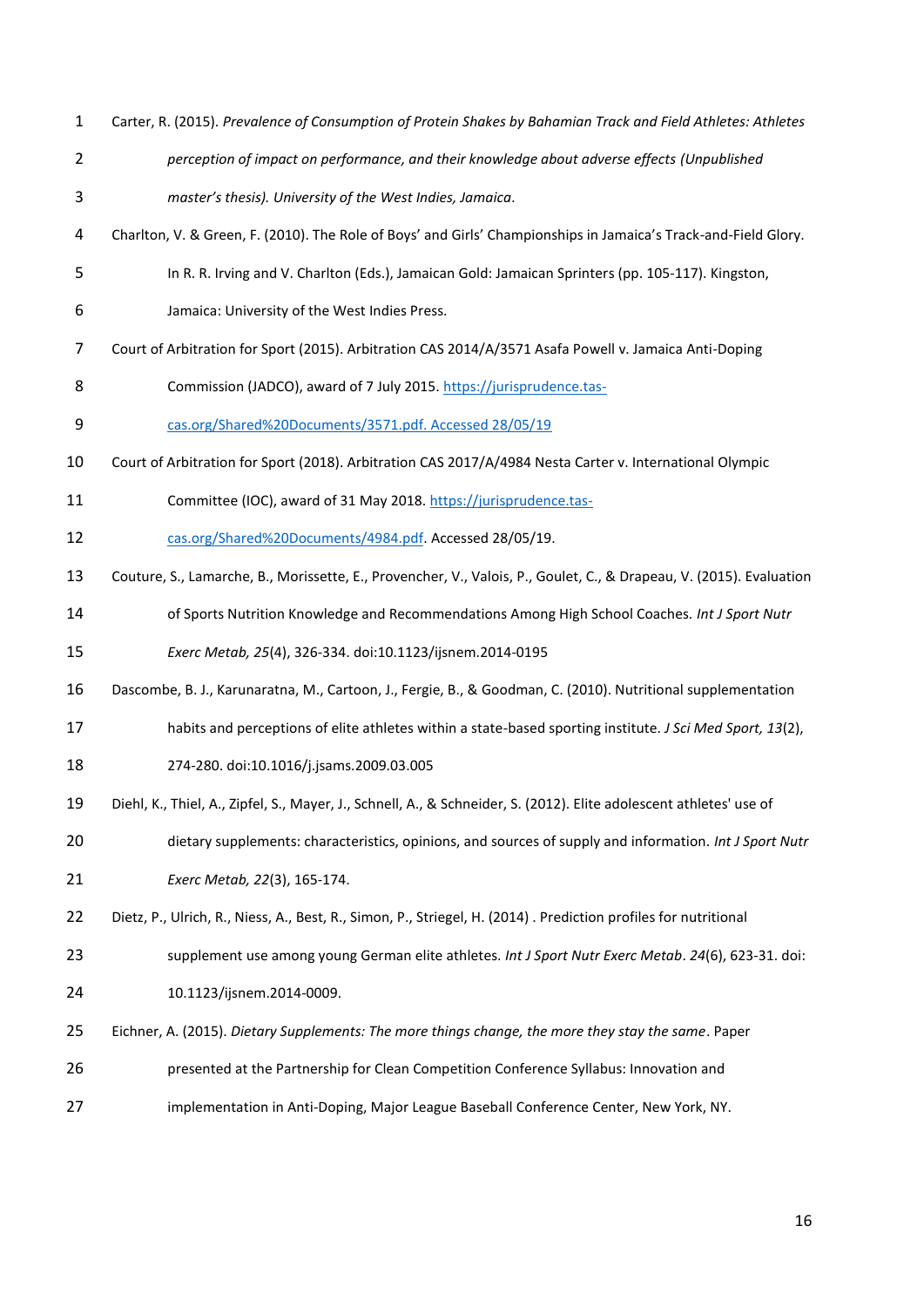Carter, R. (2015). *Prevalence of Consumption of Protein Shakes by Bahamian Track and Field Athletes: Athletes perception of impact on performance, and their knowledge about adverse effects (Unpublished master's thesis). University of the West Indies, Jamaica.*

Charlton, V. & Green, F. (2010). The Role of Boys' and Girls' Championships in Jamaica's Track-and-Field Glory. In R. R. Irving and V. Charlton (Eds.), Jamaican Gold: Jamaican Sprinters (pp. 105-117). Kingston, Jamaica: University of the West Indies Press.

Court of Arbitration for Sport (2015). Arbitration CAS 2014/A/3571 Asafa Powell v. Jamaica Anti-Doping Commission (JADCO), award of 7 July 2015. https://jurisprudence.tas-cas.org/Shared%20Documents/3571.pdf. Accessed 28/05/19

Court of Arbitration for Sport (2018). Arbitration CAS 2017/A/4984 Nesta Carter v. International Olympic Committee (IOC), award of 31 May 2018. https://jurisprudence.tas-cas.org/Shared%20Documents/4984.pdf. Accessed 28/05/19.

Couture, S., Lamarche, B., Morissette, E., Provencher, V., Valois, P., Goulet, C., & Drapeau, V. (2015). Evaluation of Sports Nutrition Knowledge and Recommendations Among High School Coaches. *Int J Sport Nutr Exerc Metab, 25*(4), 326-334. doi:10.1123/ijsnem.2014-0195

Dascombe, B. J., Karunaratna, M., Cartoon, J., Fergie, B., & Goodman, C. (2010). Nutritional supplementation habits and perceptions of elite athletes within a state-based sporting institute. *J Sci Med Sport, 13*(2), 274-280. doi:10.1016/j.jsams.2009.03.005

Diehl, K., Thiel, A., Zipfel, S., Mayer, J., Schnell, A., & Schneider, S. (2012). Elite adolescent athletes' use of dietary supplements: characteristics, opinions, and sources of supply and information. *Int J Sport Nutr Exerc Metab, 22*(3), 165-174.

Dietz, P., Ulrich, R., Niess, A., Best, R., Simon, P., Striegel, H. (2014) . Prediction profiles for nutritional supplement use among young German elite athletes. *Int J Sport Nutr Exerc Metab*. *24*(6), 623-31. doi: 10.1123/ijsnem.2014-0009.

Eichner, A. (2015). *Dietary Supplements: The more things change, the more they stay the same*. Paper presented at the Partnership for Clean Competition Conference Syllabus: Innovation and implementation in Anti-Doping, Major League Baseball Conference Center, New York, NY.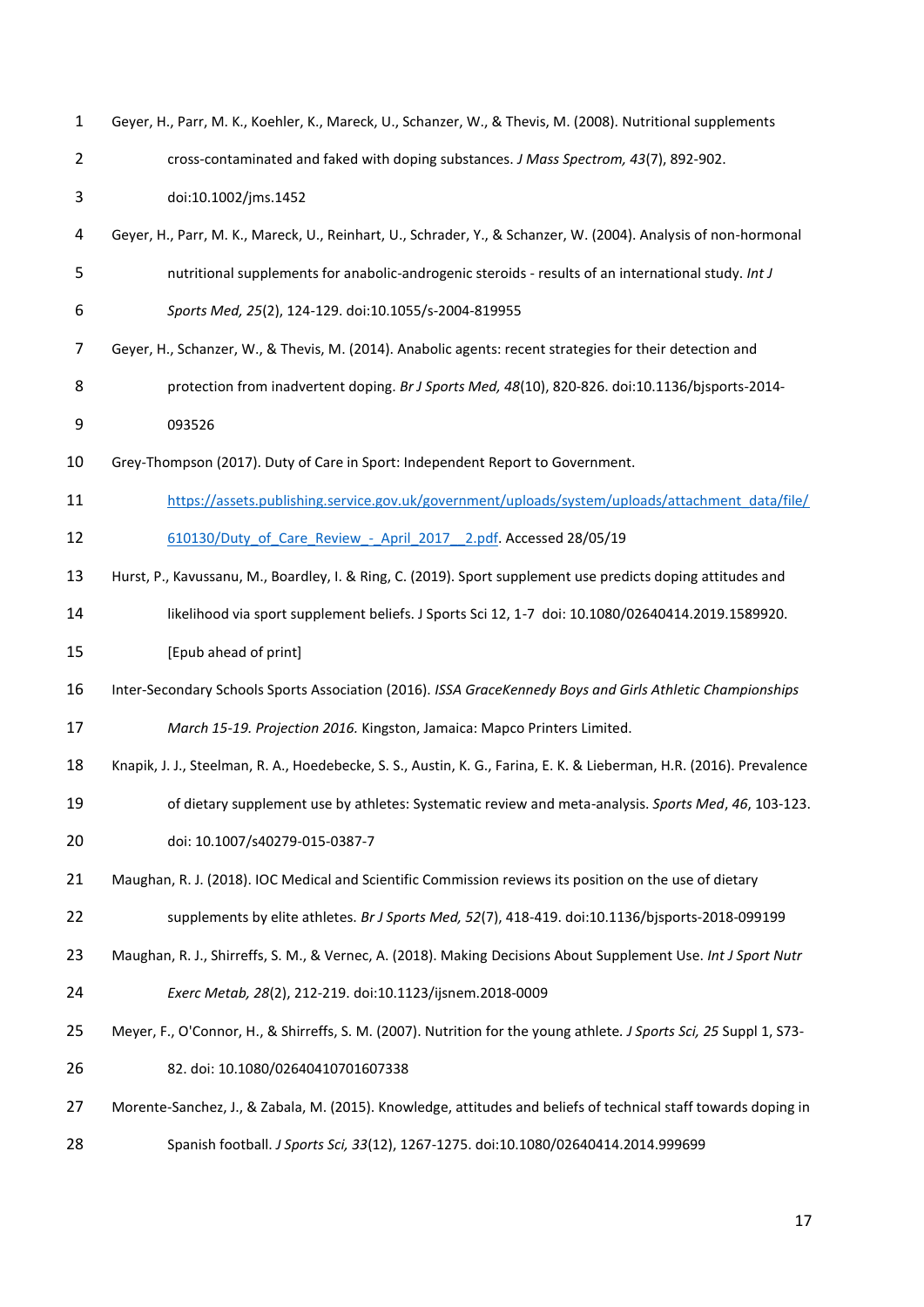Geyer, H., Parr, M. K., Koehler, K., Mareck, U., Schanzer, W., & Thevis, M. (2008). Nutritional supplements cross-contaminated and faked with doping substances. *J Mass Spectrom, 43*(7), 892-902. doi:10.1002/jms.1452

Geyer, H., Parr, M. K., Mareck, U., Reinhart, U., Schrader, Y., & Schanzer, W. (2004). Analysis of non-hormonal nutritional supplements for anabolic-androgenic steroids - results of an international study. *Int J Sports Med, 25*(2), 124-129. doi:10.1055/s-2004-819955

Geyer, H., Schanzer, W., & Thevis, M. (2014). Anabolic agents: recent strategies for their detection and protection from inadvertent doping. *Br J Sports Med, 48*(10), 820-826. doi:10.1136/bjsports-2014-093526

Grey-Thompson (2017). Duty of Care in Sport: Independent Report to Government. https://assets.publishing.service.gov.uk/government/uploads/system/uploads/attachment_data/file/610130/Duty_of_Care_Review_-_April_2017__2.pdf. Accessed 28/05/19

Hurst, P., Kavussanu, M., Boardley, I. & Ring, C. (2019). Sport supplement use predicts doping attitudes and likelihood via sport supplement beliefs. J Sports Sci 12, 1-7 doi: 10.1080/02640414.2019.1589920. [Epub ahead of print]

Inter-Secondary Schools Sports Association (2016). *ISSA GraceKennedy Boys and Girls Athletic Championships March 15-19. Projection 2016.* Kingston, Jamaica: Mapco Printers Limited.

Knapik, J. J., Steelman, R. A., Hoedebecke, S. S., Austin, K. G., Farina, E. K. & Lieberman, H.R. (2016). Prevalence of dietary supplement use by athletes: Systematic review and meta-analysis. *Sports Med*, *46*, 103-123. doi: 10.1007/s40279-015-0387-7

Maughan, R. J. (2018). IOC Medical and Scientific Commission reviews its position on the use of dietary supplements by elite athletes. *Br J Sports Med, 52*(7), 418-419. doi:10.1136/bjsports-2018-099199

Maughan, R. J., Shirreffs, S. M., & Vernec, A. (2018). Making Decisions About Supplement Use. *Int J Sport Nutr Exerc Metab, 28*(2), 212-219. doi:10.1123/ijsnem.2018-0009

Meyer, F., O'Connor, H., & Shirreffs, S. M. (2007). Nutrition for the young athlete. *J Sports Sci, 25* Suppl 1, S73-82. doi: 10.1080/02640410701607338

Morente-Sanchez, J., & Zabala, M. (2015). Knowledge, attitudes and beliefs of technical staff towards doping in Spanish football. *J Sports Sci, 33*(12), 1267-1275. doi:10.1080/02640414.2014.999699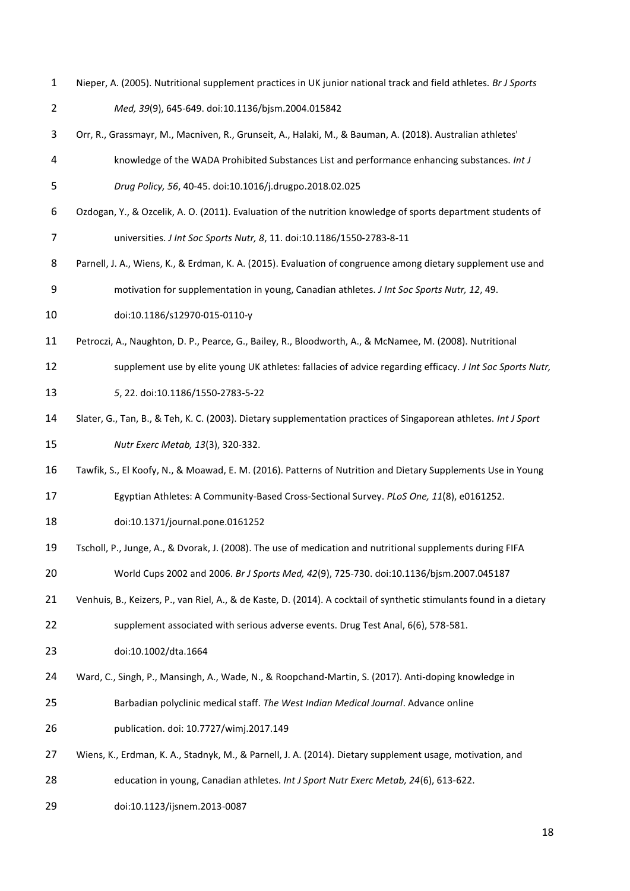Nieper, A. (2005). Nutritional supplement practices in UK junior national track and field athletes. *Br J Sports Med, 39*(9), 645-649. doi:10.1136/bjsm.2004.015842

Orr, R., Grassmayr, M., Macniven, R., Grunseit, A., Halaki, M., & Bauman, A. (2018). Australian athletes' knowledge of the WADA Prohibited Substances List and performance enhancing substances. *Int J Drug Policy, 56*, 40-45. doi:10.1016/j.drugpo.2018.02.025

Ozdogan, Y., & Ozcelik, A. O. (2011). Evaluation of the nutrition knowledge of sports department students of universities. *J Int Soc Sports Nutr, 8*, 11. doi:10.1186/1550-2783-8-11

Parnell, J. A., Wiens, K., & Erdman, K. A. (2015). Evaluation of congruence among dietary supplement use and motivation for supplementation in young, Canadian athletes. *J Int Soc Sports Nutr, 12*, 49. doi:10.1186/s12970-015-0110-y

Petroczi, A., Naughton, D. P., Pearce, G., Bailey, R., Bloodworth, A., & McNamee, M. (2008). Nutritional supplement use by elite young UK athletes: fallacies of advice regarding efficacy. *J Int Soc Sports Nutr, 5*, 22. doi:10.1186/1550-2783-5-22

Slater, G., Tan, B., & Teh, K. C. (2003). Dietary supplementation practices of Singaporean athletes. *Int J Sport Nutr Exerc Metab, 13*(3), 320-332.

Tawfik, S., El Koofy, N., & Moawad, E. M. (2016). Patterns of Nutrition and Dietary Supplements Use in Young Egyptian Athletes: A Community-Based Cross-Sectional Survey. *PLoS One, 11*(8), e0161252. doi:10.1371/journal.pone.0161252

Tscholl, P., Junge, A., & Dvorak, J. (2008). The use of medication and nutritional supplements during FIFA World Cups 2002 and 2006. *Br J Sports Med, 42*(9), 725-730. doi:10.1136/bjsm.2007.045187

Venhuis, B., Keizers, P., van Riel, A., & de Kaste, D. (2014). A cocktail of synthetic stimulants found in a dietary supplement associated with serious adverse events. Drug Test Anal, 6(6), 578-581. doi:10.1002/dta.1664

Ward, C., Singh, P., Mansingh, A., Wade, N., & Roopchand-Martin, S. (2017). Anti-doping knowledge in Barbadian polyclinic medical staff. *The West Indian Medical Journal*. Advance online publication. doi: 10.7727/wimj.2017.149

Wiens, K., Erdman, K. A., Stadnyk, M., & Parnell, J. A. (2014). Dietary supplement usage, motivation, and education in young, Canadian athletes. *Int J Sport Nutr Exerc Metab, 24*(6), 613-622. doi:10.1123/ijsnem.2013-0087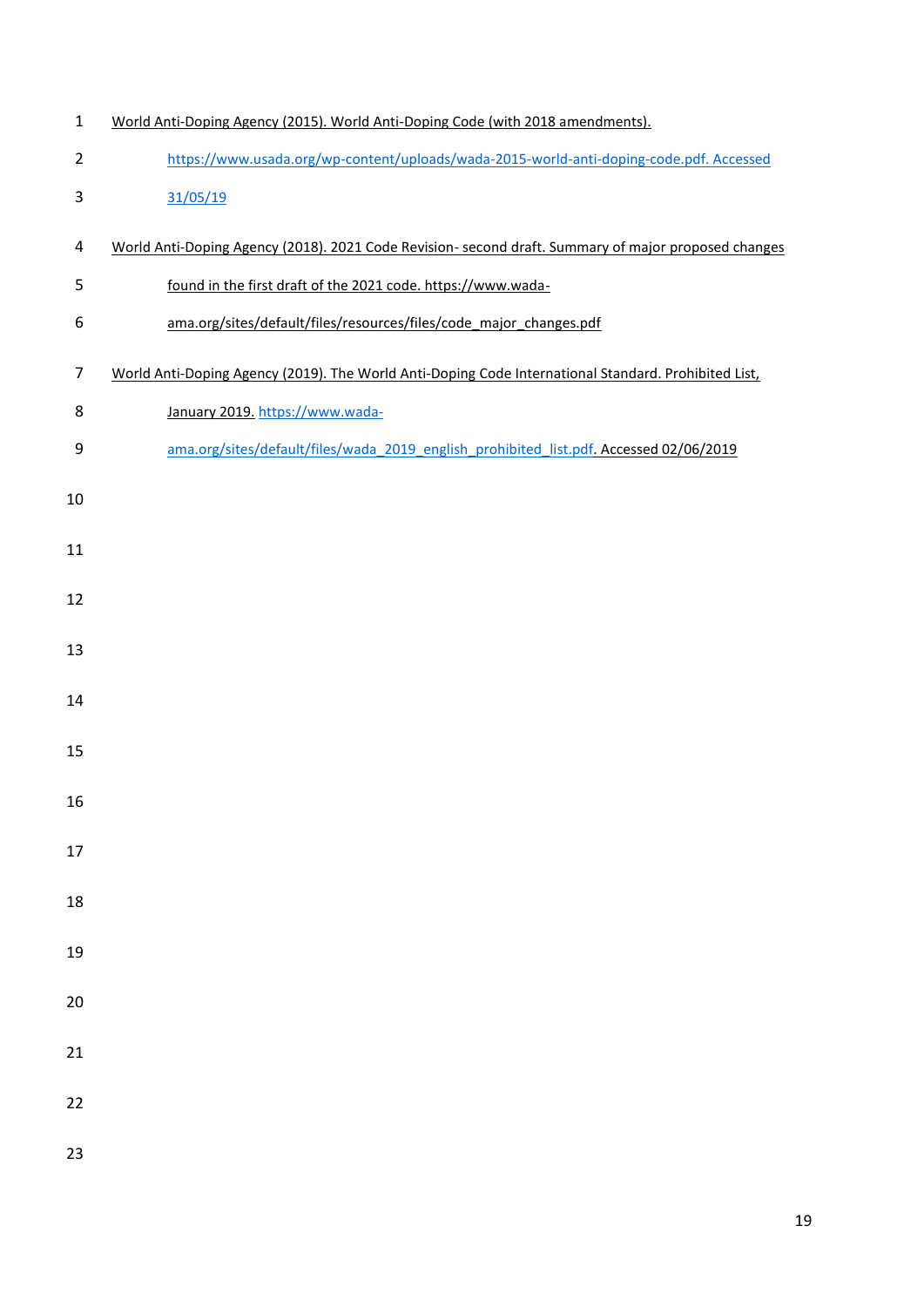World Anti-Doping Agency (2015). World Anti-Doping Code (with 2018 amendments). https://www.usada.org/wp-content/uploads/wada-2015-world-anti-doping-code.pdf. Accessed 31/05/19

World Anti-Doping Agency (2018). 2021 Code Revision- second draft. Summary of major proposed changes found in the first draft of the 2021 code. https://www.wada-ama.org/sites/default/files/resources/files/code_major_changes.pdf

World Anti-Doping Agency (2019). The World Anti-Doping Code International Standard. Prohibited List, January 2019. https://www.wada-ama.org/sites/default/files/wada_2019_english_prohibited_list.pdf. Accessed 02/06/2019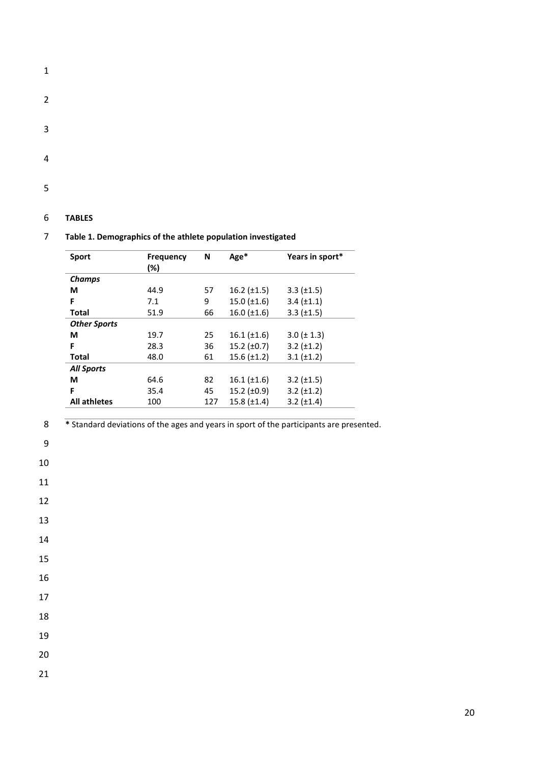**TABLES**

**Table 1. Demographics of the athlete population investigated**

| Sport | Frequency (%) | N | Age* | Years in sport* |
|---|---|---|---|---|
| ***Champs*** | | | | |
| **M** | 44.9 | 57 | 16.2 (±1.5) | 3.3 (±1.5) |
| **F** | 7.1 | 9 | 15.0 (±1.6) | 3.4 (±1.1) |
| **Total** | 51.9 | 66 | 16.0 (±1.6) | 3.3 (±1.5) |
| ***Other Sports*** | | | | |
| **M** | 19.7 | 25 | 16.1 (±1.6) | 3.0 (± 1.3) |
| **F** | 28.3 | 36 | 15.2 (±0.7) | 3.2 (±1.2) |
| **Total** | 48.0 | 61 | 15.6 (±1.2) | 3.1 (±1.2) |
| ***All Sports*** | | | | |
| **M** | 64.6 | 82 | 16.1 (±1.6) | 3.2 (±1.5) |
| **F** | 35.4 | 45 | 15.2 (±0.9) | 3.2 (±1.2) |
| **All athletes** | 100 | 127 | 15.8 (±1.4) | 3.2 (±1.4) |

**\*** Standard deviations of the ages and years in sport of the participants are presented.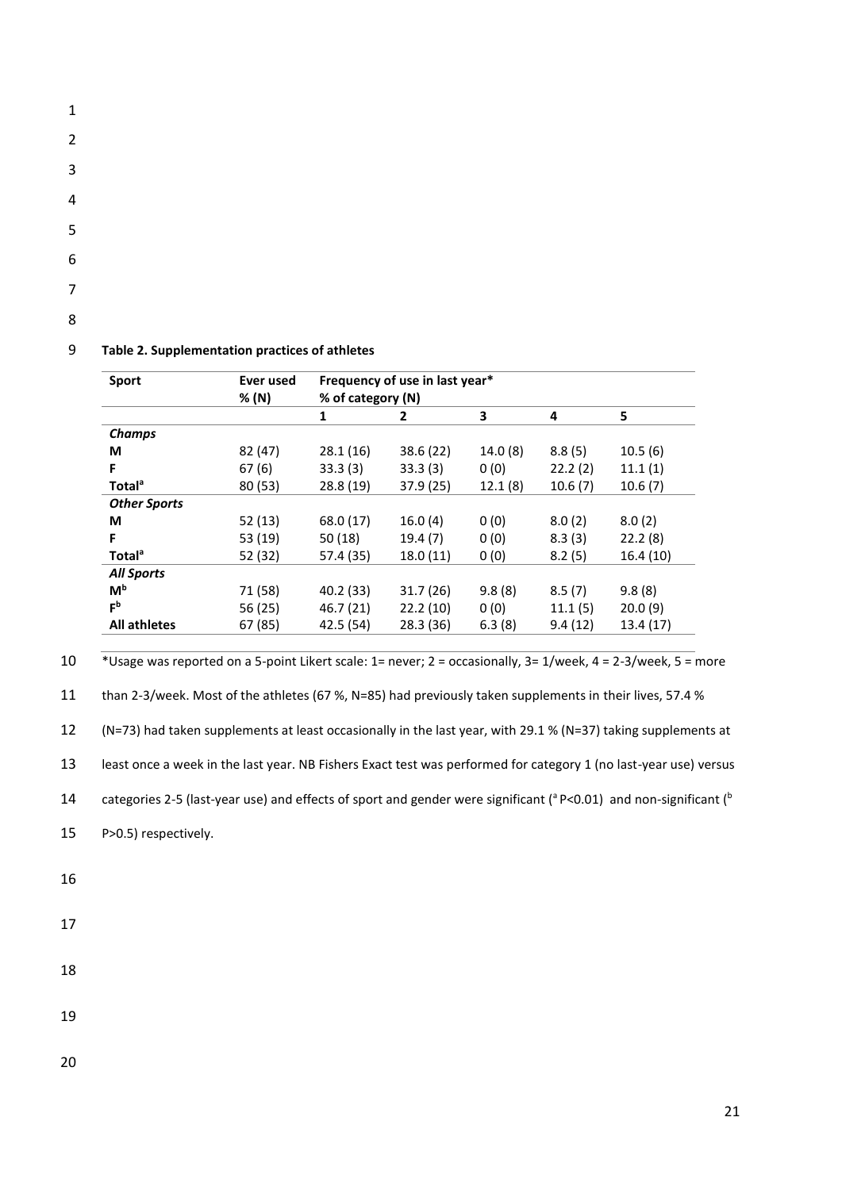**Table 2. Supplementation practices of athletes**

| Sport | Ever used % (N) | Frequency of use in last year* % of category (N) | | | | |
|---|---|---|---|---|---|---|
| | | 1 | 2 | 3 | 4 | 5 |
| ***Champs*** | | | | | | |
| **M** | 82 (47) | 28.1 (16) | 38.6 (22) | 14.0 (8) | 8.8 (5) | 10.5 (6) |
| **F** | 67 (6) | 33.3 (3) | 33.3 (3) | 0 (0) | 22.2 (2) | 11.1 (1) |
| **Total[a]** | 80 (53) | 28.8 (19) | 37.9 (25) | 12.1 (8) | 10.6 (7) | 10.6 (7) |
| ***Other Sports*** | | | | | | |
| **M** | 52 (13) | 68.0 (17) | 16.0 (4) | 0 (0) | 8.0 (2) | 8.0 (2) |
| **F** | 53 (19) | 50 (18) | 19.4 (7) | 0 (0) | 8.3 (3) | 22.2 (8) |
| **Total[a]** | 52 (32) | 57.4 (35) | 18.0 (11) | 0 (0) | 8.2 (5) | 16.4 (10) |
| ***All Sports*** | | | | | | |
| **M[b]** | 71 (58) | 40.2 (33) | 31.7 (26) | 9.8 (8) | 8.5 (7) | 9.8 (8) |
| **F[b]** | 56 (25) | 46.7 (21) | 22.2 (10) | 0 (0) | 11.1 (5) | 20.0 (9) |
| **All athletes** | 67 (85) | 42.5 (54) | 28.3 (36) | 6.3 (8) | 9.4 (12) | 13.4 (17) |

*Usage was reported on a 5-point Likert scale: 1= never; 2 = occasionally, 3= 1/week, 4 = 2-3/week, 5 = more than 2-3/week. Most of the athletes (67 %, N=85) had previously taken supplements in their lives, 57.4 % (N=73) had taken supplements at least occasionally in the last year, with 29.1 % (N=37) taking supplements at least once a week in the last year. NB Fishers Exact test was performed for category 1 (no last-year use) versus categories 2-5 (last-year use) and effects of sport and gender were significant ([a] $P<0.01$) and non-significant ([b] $P>0.5$) respectively.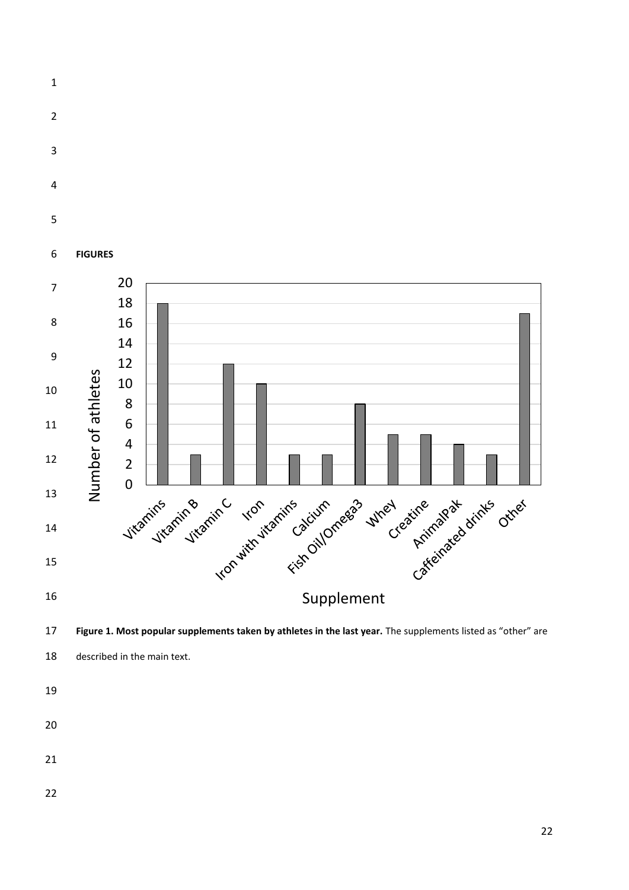**FIGURES**

**Figure 1. Most popular supplements taken by athletes in the last year.** The supplements listed as "other" are described in the main text.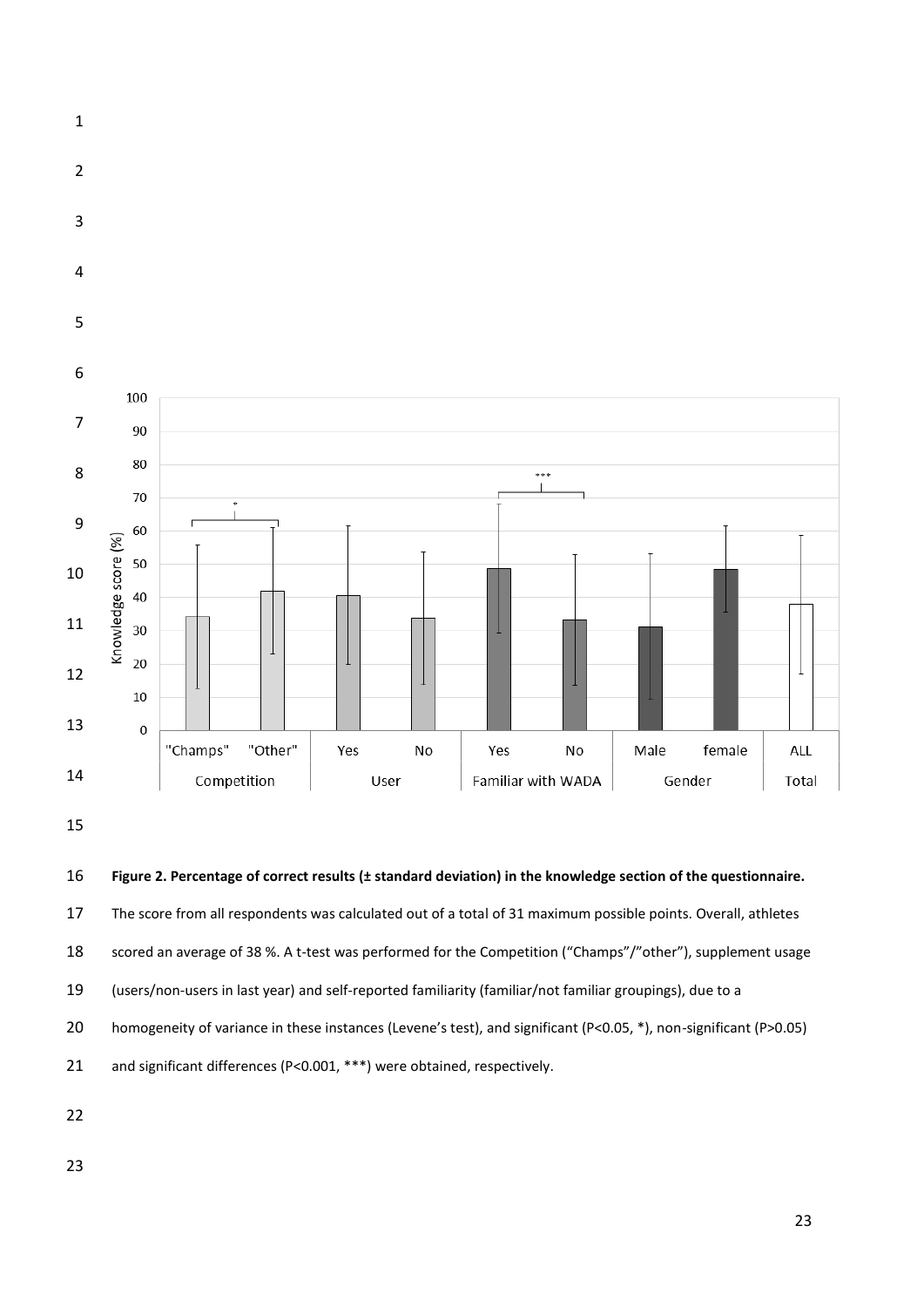**Figure 2. Percentage of correct results (± standard deviation) in the knowledge section of the questionnaire.** The score from all respondents was calculated out of a total of 31 maximum possible points. Overall, athletes scored an average of 38 %. A t-test was performed for the Competition ("Champs"/"other"), supplement usage (users/non-users in last year) and self-reported familiarity (familiar/not familiar groupings), due to a homogeneity of variance in these instances (Levene's test), and significant ($P<0.05$, *), non-significant ($P>0.05$) and significant differences ($P<0.001$, ***) were obtained, respectively.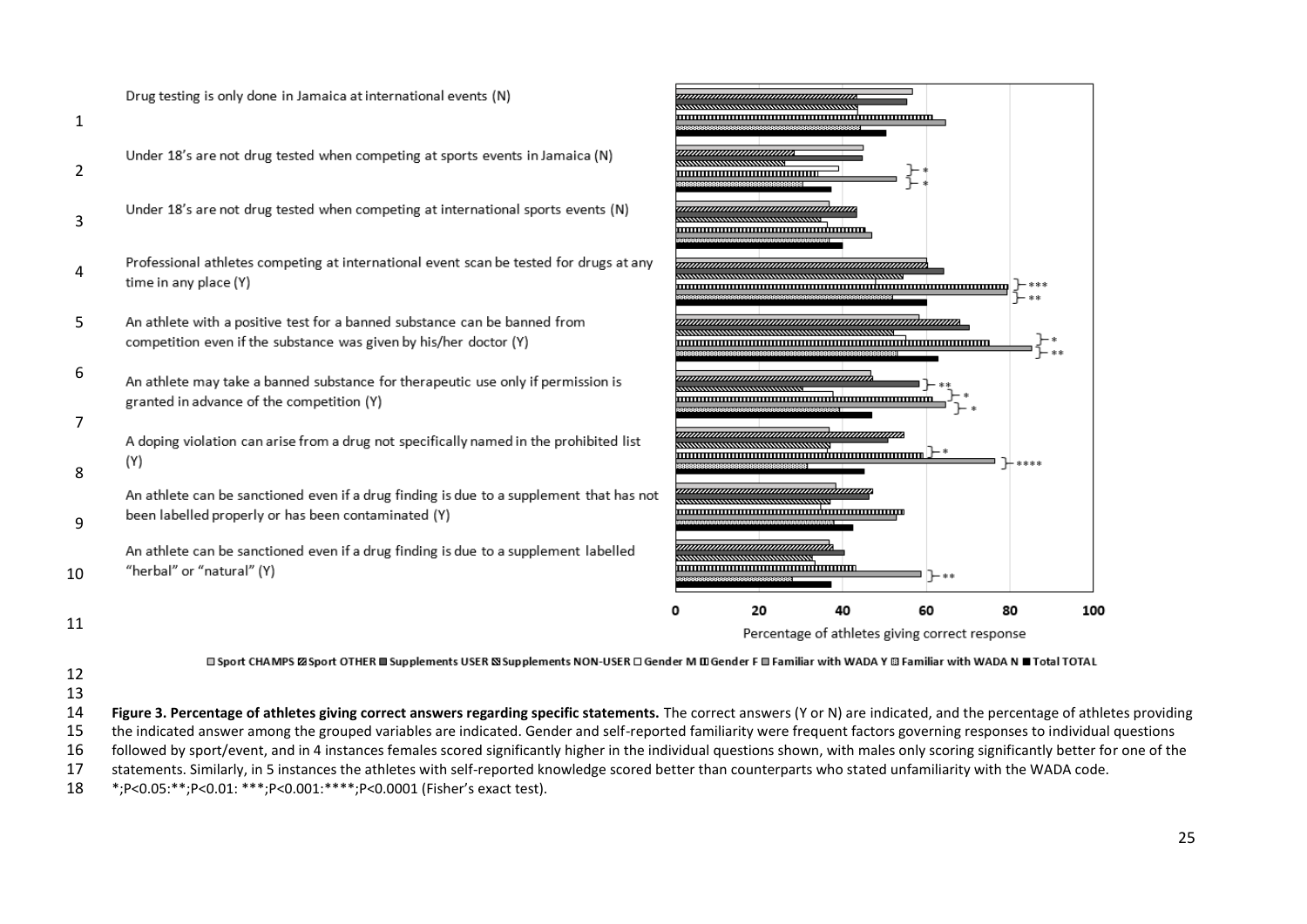**Figure 3. Percentage of athletes giving correct answers regarding specific statements.** The correct answers (Y or N) are indicated, and the percentage of athletes providing the indicated answer among the grouped variables are indicated. Gender and self-reported familiarity were frequent factors governing responses to individual questions followed by sport/event, and in 4 instances females scored significantly higher in the individual questions shown, with males only scoring significantly better for one of the statements. Similarly, in 5 instances the athletes with self-reported knowledge scored better than counterparts who stated unfamiliarity with the WADA code.

*;P<0.05:**;P<0.01: ***;P<0.001:****;P<0.0001 (Fisher's exact test).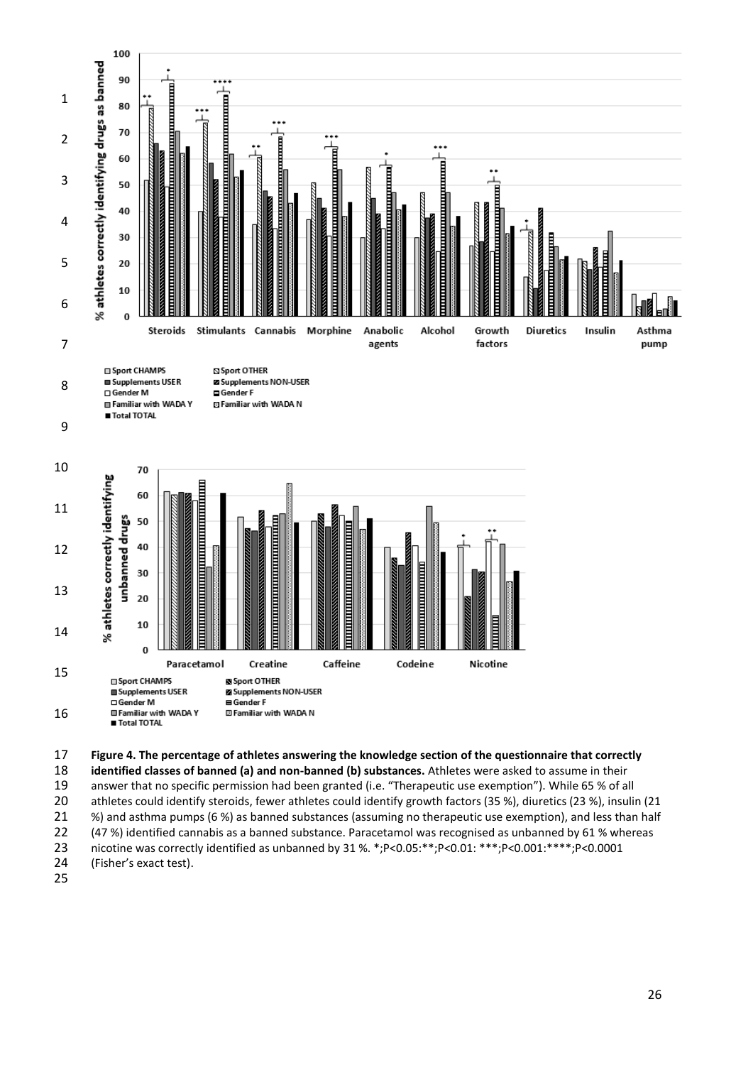100
90
80
70
60
50
40
30
20
10
0

% athletes correctly identifying drugs as banned

Steroids Stimulants Cannabis Morphine Anabolic agents Alcohol Growth factors Diuretics Insulin Asthma pump

Sport CHAMPS, Sport OTHER, Supplements USER, Supplements NON-USER, Gender M, Gender F, Familiar with WADA Y, Familiar with WADA N, Total TOTAL

70
60
50
40
30
20
10
0

% athletes correctly identifying unbanned drugs

Paracetamol Creatine Caffeine Codeine Nicotine

Sport CHAMPS, Sport OTHER, Supplements USER, Supplements NON-USER, Gender M, Gender F, Familiar with WADA Y, Familiar with WADA N, Total TOTAL

**Figure 4. The percentage of athletes answering the knowledge section of the questionnaire that correctly identified classes of banned (a) and non-banned (b) substances.** Athletes were asked to assume in their answer that no specific permission had been granted (i.e. "Therapeutic use exemption"). While 65 % of all athletes could identify steroids, fewer athletes could identify growth factors (35 %), diuretics (23 %), insulin (21 %) and asthma pumps (6 %) as banned substances (assuming no therapeutic use exemption), and less than half (47 %) identified cannabis as a banned substance. Paracetamol was recognised as unbanned by 61 % whereas nicotine was correctly identified as unbanned by 31 %. *;P<0.05:**;P<0.01: ***;P<0.001:****;P<0.0001 (Fisher's exact test).